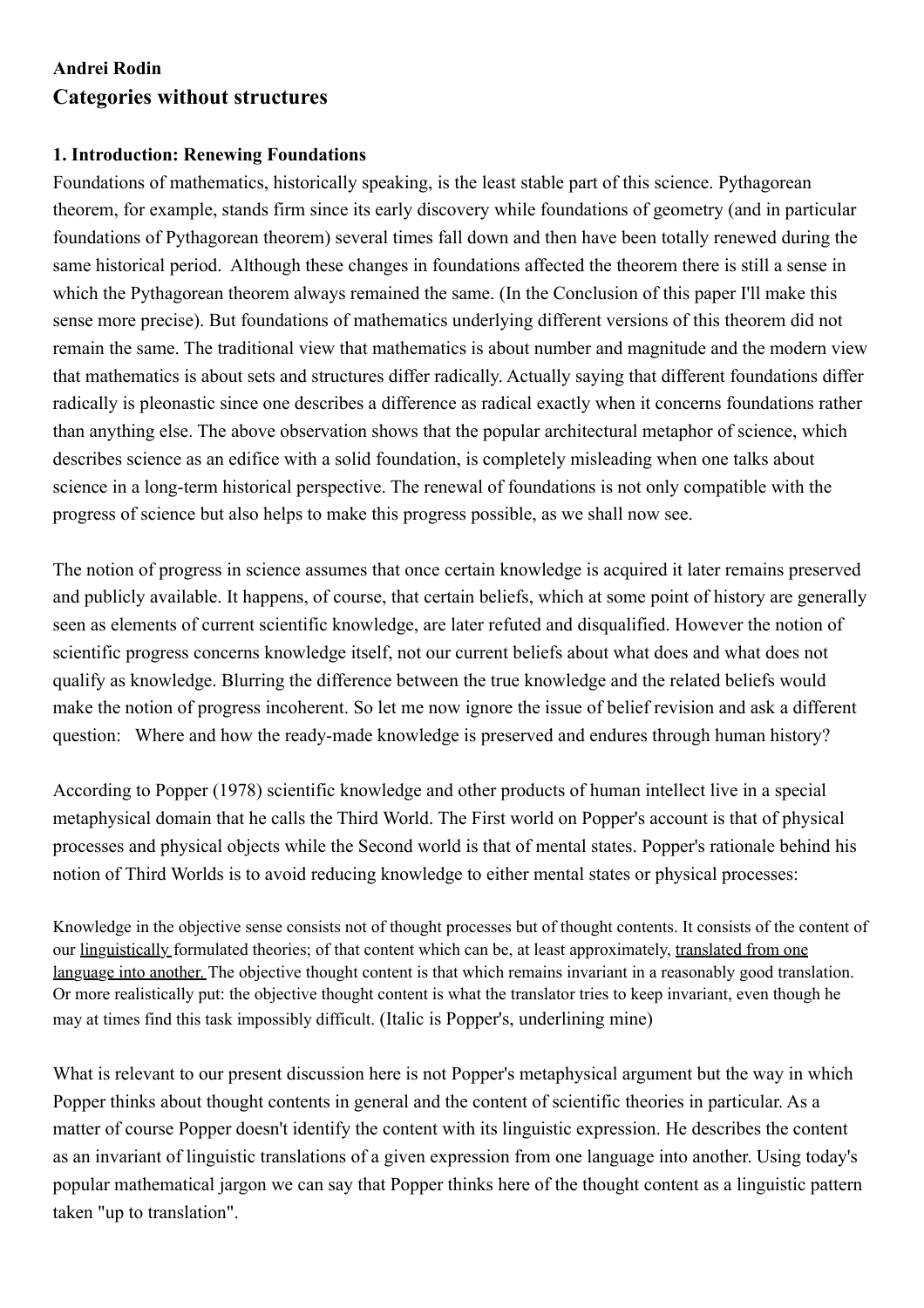**Andrei Rodin**

# Categories without structures

## 1. Introduction: Renewing Foundations

Foundations of mathematics, historically speaking, is the least stable part of this science. Pythagorean theorem, for example, stands firm since its early discovery while foundations of geometry (and in particular foundations of Pythagorean theorem) several times fall down and then have been totally renewed during the same historical period. Although these changes in foundations affected the theorem there is still a sense in which the Pythagorean theorem always remained the same. (In the Conclusion of this paper I'll make this sense more precise). But foundations of mathematics underlying different versions of this theorem did not remain the same. The traditional view that mathematics is about number and magnitude and the modern view that mathematics is about sets and structures differ radically. Actually saying that different foundations differ radically is pleonastic since one describes a difference as radical exactly when it concerns foundations rather than anything else. The above observation shows that the popular architectural metaphor of science, which describes science as an edifice with a solid foundation, is completely misleading when one talks about science in a long-term historical perspective. The renewal of foundations is not only compatible with the progress of science but also helps to make this progress possible, as we shall now see.

The notion of progress in science assumes that once certain knowledge is acquired it later remains preserved and publicly available. It happens, of course, that certain beliefs, which at some point of history are generally seen as elements of current scientific knowledge, are later refuted and disqualified. However the notion of scientific progress concerns knowledge itself, not our current beliefs about what does and what does not qualify as knowledge. Blurring the difference between the true knowledge and the related beliefs would make the notion of progress incoherent. So let me now ignore the issue of belief revision and ask a different question: Where and how the ready-made knowledge is preserved and endures through human history?

According to Popper (1978) scientific knowledge and other products of human intellect live in a special metaphysical domain that he calls the Third World. The First world on Popper's account is that of physical processes and physical objects while the Second world is that of mental states. Popper's rationale behind his notion of Third Worlds is to avoid reducing knowledge to either mental states or physical processes:

> Knowledge in the objective sense consists not of thought processes but of thought contents. It consists of the content of our <u>linguistically</u> formulated theories; of that content which can be, at least approximately, <u>translated from one language into another.</u> The objective thought content is that which remains invariant in a reasonably good translation. Or more realistically put: the objective thought content is what the translator tries to keep invariant, even though he may at times find this task impossibly difficult. (Italic is Popper's, underlining mine)

What is relevant to our present discussion here is not Popper's metaphysical argument but the way in which Popper thinks about thought contents in general and the content of scientific theories in particular. As a matter of course Popper doesn't identify the content with its linguistic expression. He describes the content as an invariant of linguistic translations of a given expression from one language into another. Using today's popular mathematical jargon we can say that Popper thinks here of the thought content as a linguistic pattern taken "up to translation".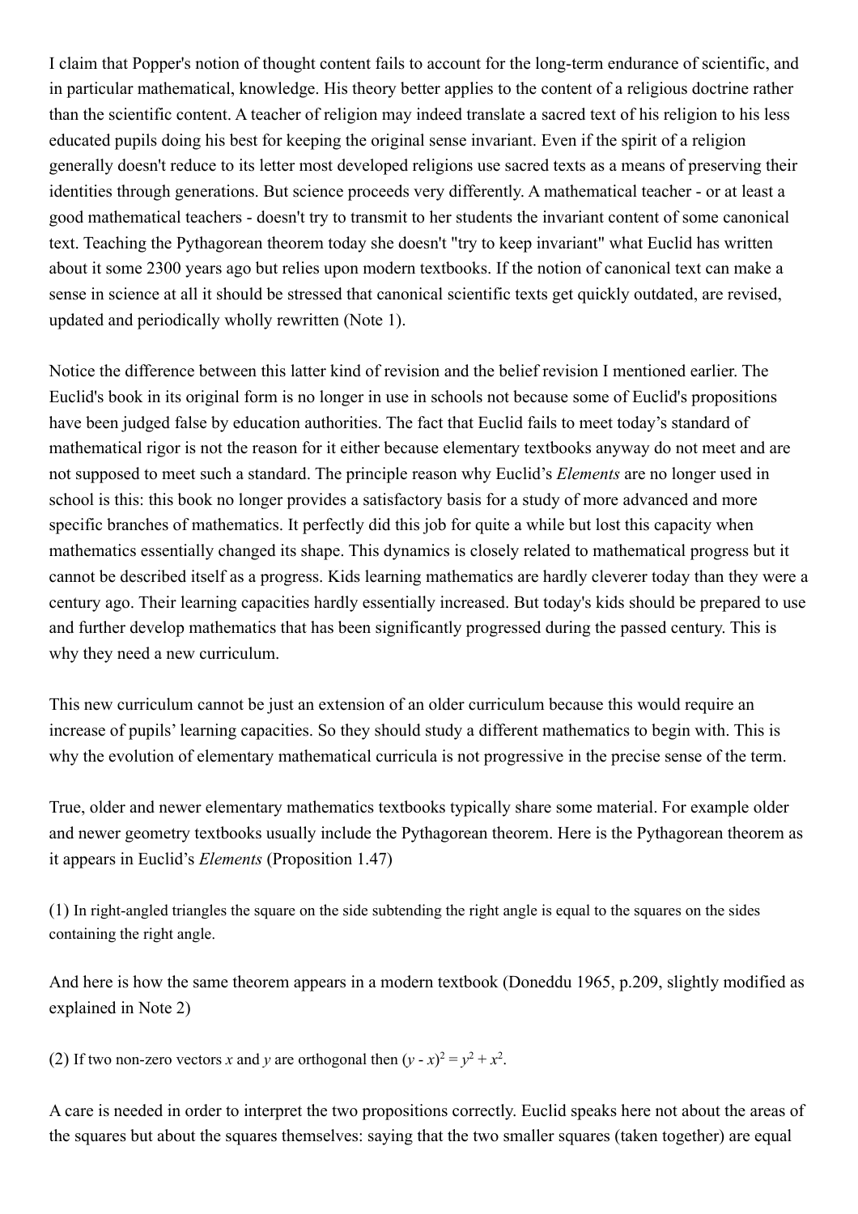I claim that Popper's notion of thought content fails to account for the long-term endurance of scientific, and in particular mathematical, knowledge. His theory better applies to the content of a religious doctrine rather than the scientific content. A teacher of religion may indeed translate a sacred text of his religion to his less educated pupils doing his best for keeping the original sense invariant. Even if the spirit of a religion generally doesn't reduce to its letter most developed religions use sacred texts as a means of preserving their identities through generations. But science proceeds very differently. A mathematical teacher - or at least a good mathematical teachers - doesn't try to transmit to her students the invariant content of some canonical text. Teaching the Pythagorean theorem today she doesn't "try to keep invariant" what Euclid has written about it some 2300 years ago but relies upon modern textbooks. If the notion of canonical text can make a sense in science at all it should be stressed that canonical scientific texts get quickly outdated, are revised, updated and periodically wholly rewritten (Note 1).

Notice the difference between this latter kind of revision and the belief revision I mentioned earlier. The Euclid's book in its original form is no longer in use in schools not because some of Euclid's propositions have been judged false by education authorities. The fact that Euclid fails to meet today's standard of mathematical rigor is not the reason for it either because elementary textbooks anyway do not meet and are not supposed to meet such a standard. The principle reason why Euclid's *Elements* are no longer used in school is this: this book no longer provides a satisfactory basis for a study of more advanced and more specific branches of mathematics. It perfectly did this job for quite a while but lost this capacity when mathematics essentially changed its shape. This dynamics is closely related to mathematical progress but it cannot be described itself as a progress. Kids learning mathematics are hardly cleverer today than they were a century ago. Their learning capacities hardly essentially increased. But today's kids should be prepared to use and further develop mathematics that has been significantly progressed during the passed century. This is why they need a new curriculum.

This new curriculum cannot be just an extension of an older curriculum because this would require an increase of pupils' learning capacities. So they should study a different mathematics to begin with. This is why the evolution of elementary mathematical curricula is not progressive in the precise sense of the term.

True, older and newer elementary mathematics textbooks typically share some material. For example older and newer geometry textbooks usually include the Pythagorean theorem. Here is the Pythagorean theorem as it appears in Euclid's *Elements* (Proposition 1.47)

(1) In right-angled triangles the square on the side subtending the right angle is equal to the squares on the sides containing the right angle.

And here is how the same theorem appears in a modern textbook (Doneddu 1965, p.209, slightly modified as explained in Note 2)

(2) If two non-zero vectors $x$ and $y$ are orthogonal then $(y - x)^2 = y^2 + x^2$.

A care is needed in order to interpret the two propositions correctly. Euclid speaks here not about the areas of the squares but about the squares themselves: saying that the two smaller squares (taken together) are equal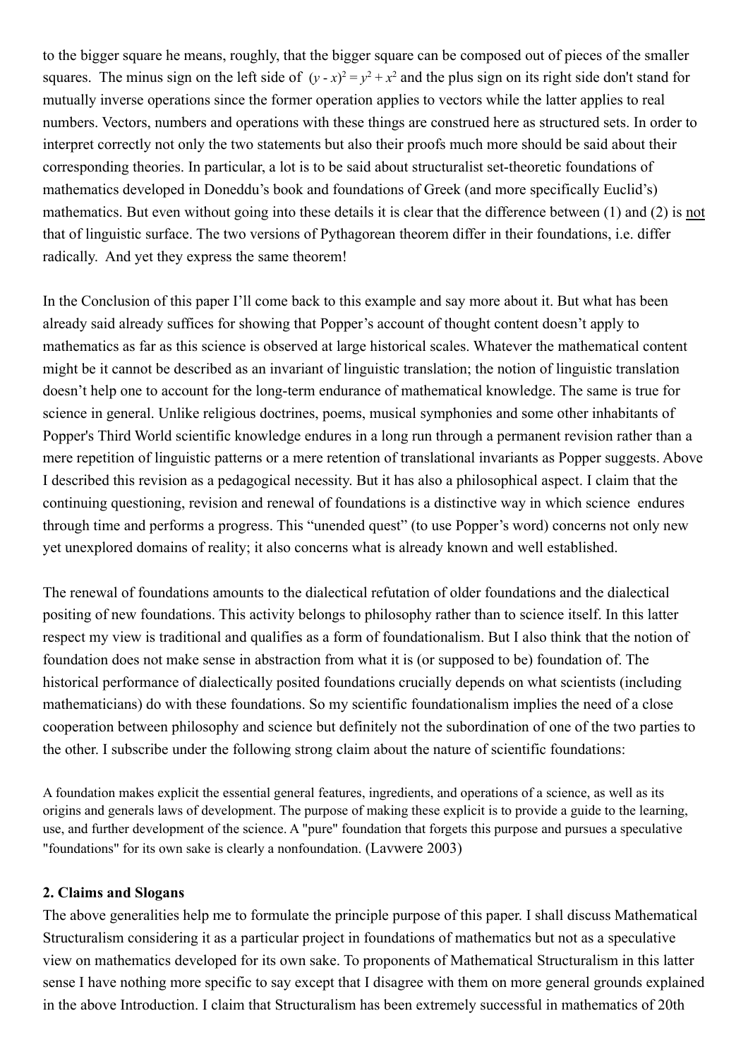to the bigger square he means, roughly, that the bigger square can be composed out of pieces of the smaller squares. The minus sign on the left side of $(y - x)^2 = y^2 + x^2$ and the plus sign on its right side don't stand for mutually inverse operations since the former operation applies to vectors while the latter applies to real numbers. Vectors, numbers and operations with these things are construed here as structured sets. In order to interpret correctly not only the two statements but also their proofs much more should be said about their corresponding theories. In particular, a lot is to be said about structuralist set-theoretic foundations of mathematics developed in Doneddu's book and foundations of Greek (and more specifically Euclid's) mathematics. But even without going into these details it is clear that the difference between (1) and (2) is not that of linguistic surface. The two versions of Pythagorean theorem differ in their foundations, i.e. differ radically. And yet they express the same theorem!

In the Conclusion of this paper I'll come back to this example and say more about it. But what has been already said already suffices for showing that Popper's account of thought content doesn't apply to mathematics as far as this science is observed at large historical scales. Whatever the mathematical content might be it cannot be described as an invariant of linguistic translation; the notion of linguistic translation doesn't help one to account for the long-term endurance of mathematical knowledge. The same is true for science in general. Unlike religious doctrines, poems, musical symphonies and some other inhabitants of Popper's Third World scientific knowledge endures in a long run through a permanent revision rather than a mere repetition of linguistic patterns or a mere retention of translational invariants as Popper suggests. Above I described this revision as a pedagogical necessity. But it has also a philosophical aspect. I claim that the continuing questioning, revision and renewal of foundations is a distinctive way in which science endures through time and performs a progress. This "unended quest" (to use Popper's word) concerns not only new yet unexplored domains of reality; it also concerns what is already known and well established.

The renewal of foundations amounts to the dialectical refutation of older foundations and the dialectical positing of new foundations. This activity belongs to philosophy rather than to science itself. In this latter respect my view is traditional and qualifies as a form of foundationalism. But I also think that the notion of foundation does not make sense in abstraction from what it is (or supposed to be) foundation of. The historical performance of dialectically posited foundations crucially depends on what scientists (including mathematicians) do with these foundations. So my scientific foundationalism implies the need of a close cooperation between philosophy and science but definitely not the subordination of one of the two parties to the other. I subscribe under the following strong claim about the nature of scientific foundations:

> A foundation makes explicit the essential general features, ingredients, and operations of a science, as well as its origins and generals laws of development. The purpose of making these explicit is to provide a guide to the learning, use, and further development of the science. A "pure" foundation that forgets this purpose and pursues a speculative "foundations" for its own sake is clearly a nonfoundation. (Lavwere 2003)

## 2. Claims and Slogans

The above generalities help me to formulate the principle purpose of this paper. I shall discuss Mathematical Structuralism considering it as a particular project in foundations of mathematics but not as a speculative view on mathematics developed for its own sake. To proponents of Mathematical Structuralism in this latter sense I have nothing more specific to say except that I disagree with them on more general grounds explained in the above Introduction. I claim that Structuralism has been extremely successful in mathematics of 20th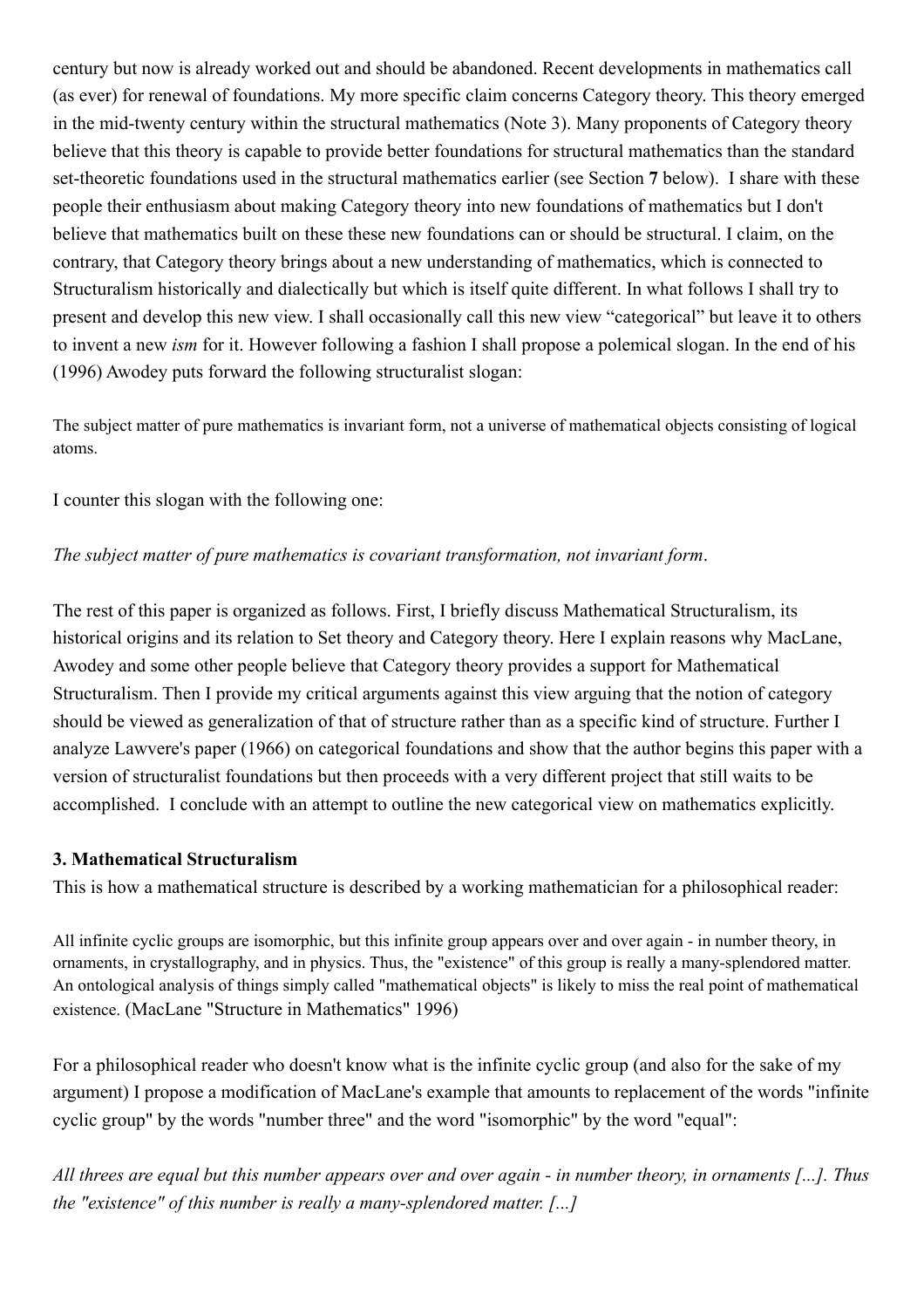century but now is already worked out and should be abandoned. Recent developments in mathematics call (as ever) for renewal of foundations. My more specific claim concerns Category theory. This theory emerged in the mid-twenty century within the structural mathematics (Note 3). Many proponents of Category theory believe that this theory is capable to provide better foundations for structural mathematics than the standard set-theoretic foundations used in the structural mathematics earlier (see Section **7** below). I share with these people their enthusiasm about making Category theory into new foundations of mathematics but I don't believe that mathematics built on these these new foundations can or should be structural. I claim, on the contrary, that Category theory brings about a new understanding of mathematics, which is connected to Structuralism historically and dialectically but which is itself quite different. In what follows I shall try to present and develop this new view. I shall occasionally call this new view "categorical" but leave it to others to invent a new *ism* for it. However following a fashion I shall propose a polemical slogan. In the end of his (1996) Awodey puts forward the following structuralist slogan:

The subject matter of pure mathematics is invariant form, not a universe of mathematical objects consisting of logical atoms.

I counter this slogan with the following one:

*The subject matter of pure mathematics is covariant transformation, not invariant form*.

The rest of this paper is organized as follows. First, I briefly discuss Mathematical Structuralism, its historical origins and its relation to Set theory and Category theory. Here I explain reasons why MacLane, Awodey and some other people believe that Category theory provides a support for Mathematical Structuralism. Then I provide my critical arguments against this view arguing that the notion of category should be viewed as generalization of that of structure rather than as a specific kind of structure. Further I analyze Lawvere's paper (1966) on categorical foundations and show that the author begins this paper with a version of structuralist foundations but then proceeds with a very different project that still waits to be accomplished. I conclude with an attempt to outline the new categorical view on mathematics explicitly.

**3. Mathematical Structuralism**

This is how a mathematical structure is described by a working mathematician for a philosophical reader:

All infinite cyclic groups are isomorphic, but this infinite group appears over and over again - in number theory, in ornaments, in crystallography, and in physics. Thus, the "existence" of this group is really a many-splendored matter. An ontological analysis of things simply called "mathematical objects" is likely to miss the real point of mathematical existence. (MacLane "Structure in Mathematics" 1996)

For a philosophical reader who doesn't know what is the infinite cyclic group (and also for the sake of my argument) I propose a modification of MacLane's example that amounts to replacement of the words "infinite cyclic group" by the words "number three" and the word "isomorphic" by the word "equal":

*All threes are equal but this number appears over and over again - in number theory, in ornaments [...]. Thus the "existence" of this number is really a many-splendored matter. [...]*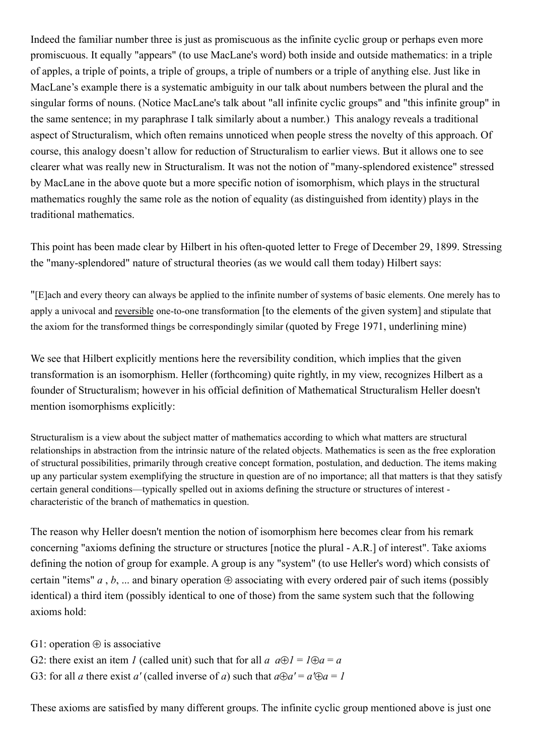Indeed the familiar number three is just as promiscuous as the infinite cyclic group or perhaps even more promiscuous. It equally "appears" (to use MacLane's word) both inside and outside mathematics: in a triple of apples, a triple of points, a triple of groups, a triple of numbers or a triple of anything else. Just like in MacLane's example there is a systematic ambiguity in our talk about numbers between the plural and the singular forms of nouns. (Notice MacLane's talk about "all infinite cyclic groups" and "this infinite group" in the same sentence; in my paraphrase I talk similarly about a number.) This analogy reveals a traditional aspect of Structuralism, which often remains unnoticed when people stress the novelty of this approach. Of course, this analogy doesn't allow for reduction of Structuralism to earlier views. But it allows one to see clearer what was really new in Structuralism. It was not the notion of "many-splendored existence" stressed by MacLane in the above quote but a more specific notion of isomorphism, which plays in the structural mathematics roughly the same role as the notion of equality (as distinguished from identity) plays in the traditional mathematics.

This point has been made clear by Hilbert in his often-quoted letter to Frege of December 29, 1899. Stressing the "many-splendored" nature of structural theories (as we would call them today) Hilbert says:

"[E]ach and every theory can always be applied to the infinite number of systems of basic elements. One merely has to apply a univocal and <u>reversible</u> one-to-one transformation [to the elements of the given system] and stipulate that the axiom for the transformed things be correspondingly similar (quoted by Frege 1971, underlining mine)

We see that Hilbert explicitly mentions here the reversibility condition, which implies that the given transformation is an isomorphism. Heller (forthcoming) quite rightly, in my view, recognizes Hilbert as a founder of Structuralism; however in his official definition of Mathematical Structuralism Heller doesn't mention isomorphisms explicitly:

> Structuralism is a view about the subject matter of mathematics according to which what matters are structural relationships in abstraction from the intrinsic nature of the related objects. Mathematics is seen as the free exploration of structural possibilities, primarily through creative concept formation, postulation, and deduction. The items making up any particular system exemplifying the structure in question are of no importance; all that matters is that they satisfy certain general conditions—typically spelled out in axioms defining the structure or structures of interest - characteristic of the branch of mathematics in question.

The reason why Heller doesn't mention the notion of isomorphism here becomes clear from his remark concerning "axioms defining the structure or structures [notice the plural - A.R.] of interest". Take axioms defining the notion of group for example. A group is any "system" (to use Heller's word) which consists of certain "items" $a$ , $b$, ... and binary operation $\oplus$ associating with every ordered pair of such items (possibly identical) a third item (possibly identical to one of those) from the same system such that the following axioms hold:

G1: operation $\oplus$ is associative
G2: there exist an item $1$ (called unit) such that for all $a$ $a \oplus 1 = 1 \oplus a = a$
G3: for all $a$ there exist $a'$ (called inverse of $a$) such that $a \oplus a' = a' \oplus a = 1$

These axioms are satisfied by many different groups. The infinite cyclic group mentioned above is just one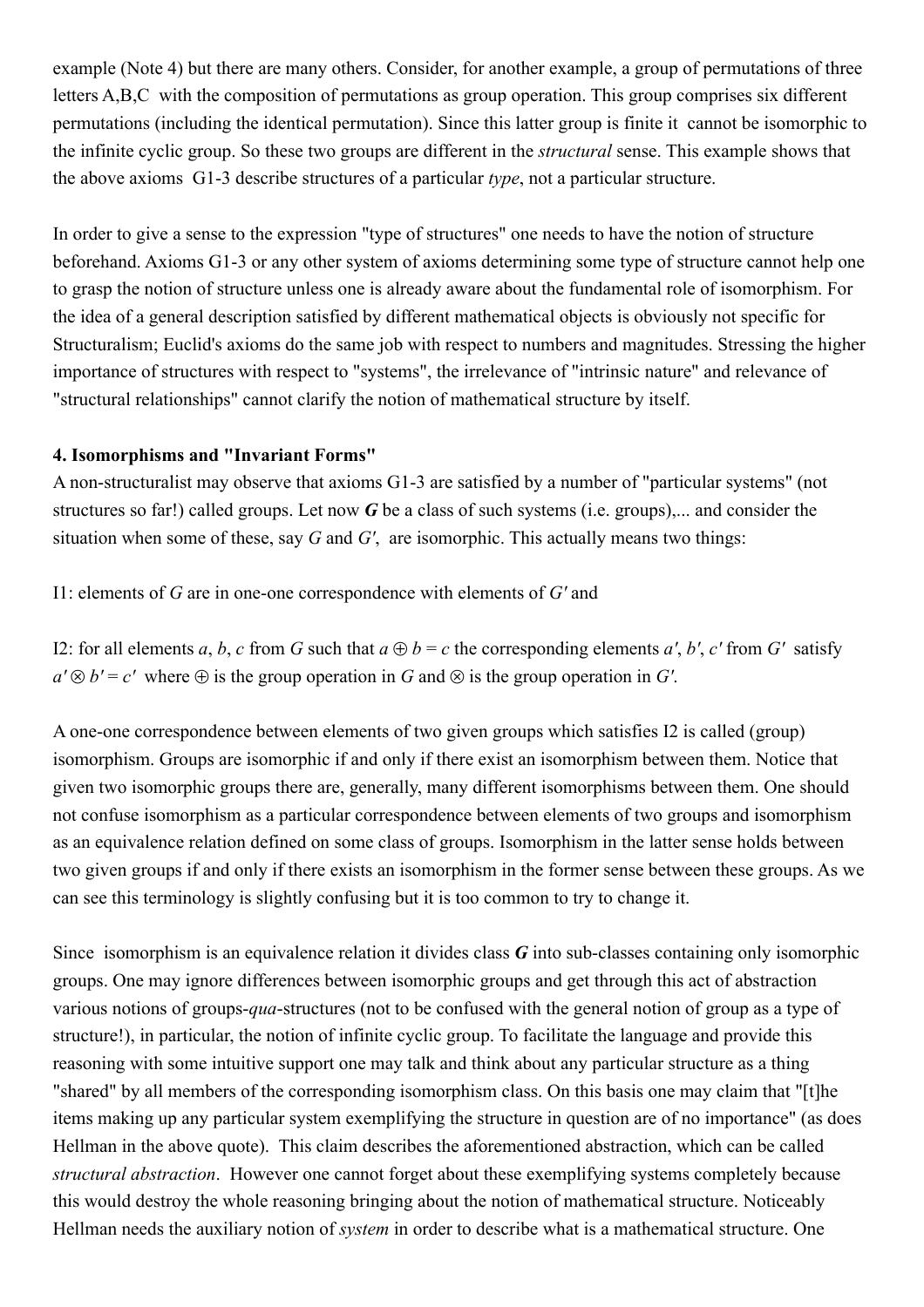example (Note 4) but there are many others. Consider, for another example, a group of permutations of three letters A,B,C with the composition of permutations as group operation. This group comprises six different permutations (including the identical permutation). Since this latter group is finite it cannot be isomorphic to the infinite cyclic group. So these two groups are different in the *structural* sense. This example shows that the above axioms G1-3 describe structures of a particular *type*, not a particular structure.

In order to give a sense to the expression "type of structures" one needs to have the notion of structure beforehand. Axioms G1-3 or any other system of axioms determining some type of structure cannot help one to grasp the notion of structure unless one is already aware about the fundamental role of isomorphism. For the idea of a general description satisfied by different mathematical objects is obviously not specific for Structuralism; Euclid's axioms do the same job with respect to numbers and magnitudes. Stressing the higher importance of structures with respect to "systems", the irrelevance of "intrinsic nature" and relevance of "structural relationships" cannot clarify the notion of mathematical structure by itself.

**4. Isomorphisms and "Invariant Forms"**

A non-structuralist may observe that axioms G1-3 are satisfied by a number of "particular systems" (not structures so far!) called groups. Let now ***G*** be a class of such systems (i.e. groups),... and consider the situation when some of these, say $G$ and $G'$, are isomorphic. This actually means two things:

I1: elements of $G$ are in one-one correspondence with elements of $G'$ and

I2: for all elements $a$, $b$, $c$ from $G$ such that $a \oplus b = c$ the corresponding elements $a'$, $b'$, $c'$ from $G'$ satisfy $a' \otimes b' = c'$ where $\oplus$ is the group operation in $G$ and $\otimes$ is the group operation in $G'$.

A one-one correspondence between elements of two given groups which satisfies I2 is called (group) isomorphism. Groups are isomorphic if and only if there exist an isomorphism between them. Notice that given two isomorphic groups there are, generally, many different isomorphisms between them. One should not confuse isomorphism as a particular correspondence between elements of two groups and isomorphism as an equivalence relation defined on some class of groups. Isomorphism in the latter sense holds between two given groups if and only if there exists an isomorphism in the former sense between these groups. As we can see this terminology is slightly confusing but it is too common to try to change it.

Since isomorphism is an equivalence relation it divides class ***G*** into sub-classes containing only isomorphic groups. One may ignore differences between isomorphic groups and get through this act of abstraction various notions of groups-*qua*-structures (not to be confused with the general notion of group as a type of structure!), in particular, the notion of infinite cyclic group. To facilitate the language and provide this reasoning with some intuitive support one may talk and think about any particular structure as a thing "shared" by all members of the corresponding isomorphism class. On this basis one may claim that "[t]he items making up any particular system exemplifying the structure in question are of no importance" (as does Hellman in the above quote). This claim describes the aforementioned abstraction, which can be called *structural abstraction*. However one cannot forget about these exemplifying systems completely because this would destroy the whole reasoning bringing about the notion of mathematical structure. Noticeably Hellman needs the auxiliary notion of *system* in order to describe what is a mathematical structure. One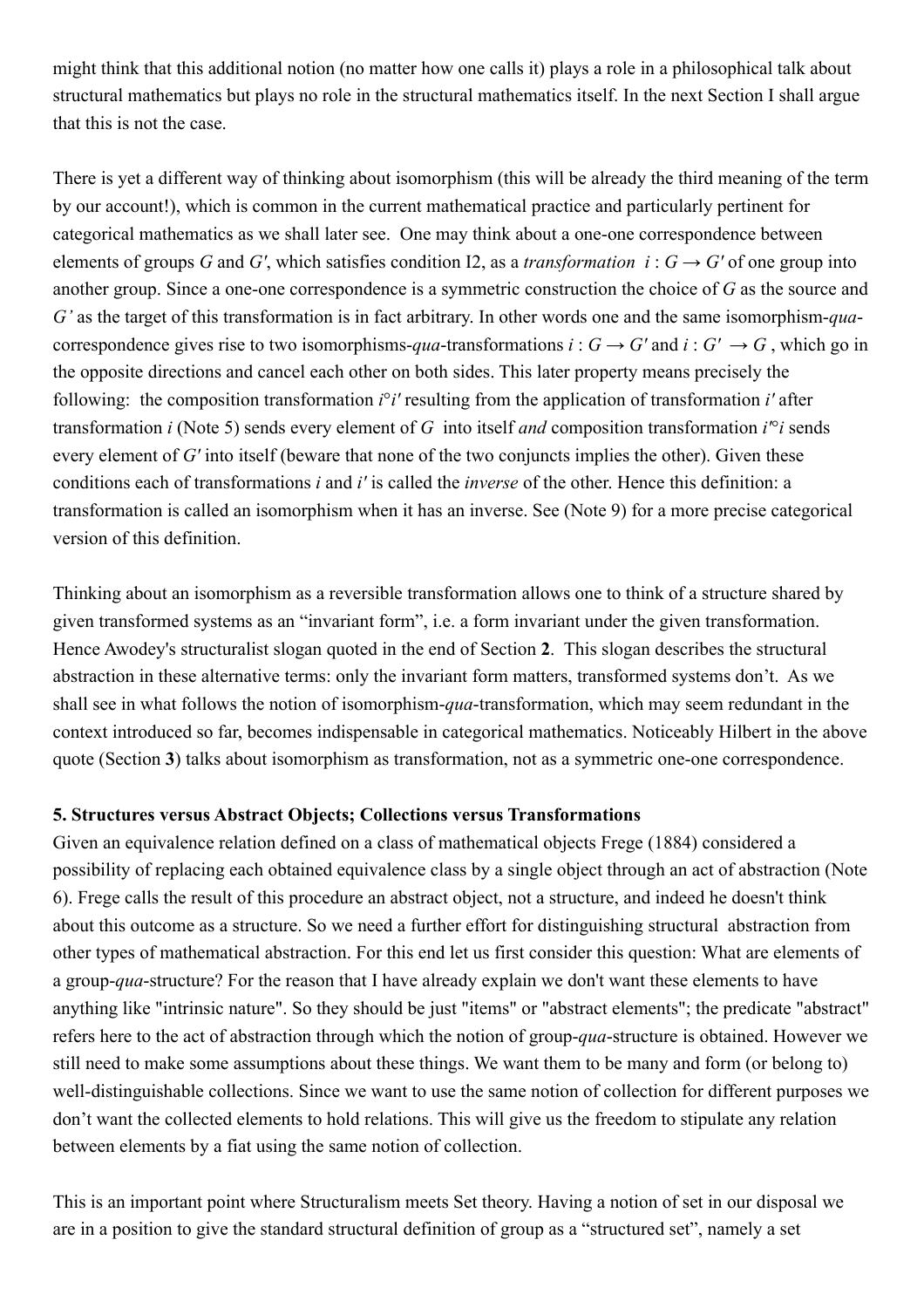might think that this additional notion (no matter how one calls it) plays a role in a philosophical talk about structural mathematics but plays no role in the structural mathematics itself. In the next Section I shall argue that this is not the case.

There is yet a different way of thinking about isomorphism (this will be already the third meaning of the term by our account!), which is common in the current mathematical practice and particularly pertinent for categorical mathematics as we shall later see. One may think about a one-one correspondence between elements of groups $G$ and $G'$, which satisfies condition I2, as a *transformation* $i : G \to G'$ of one group into another group. Since a one-one correspondence is a symmetric construction the choice of $G$ as the source and $G'$ as the target of this transformation is in fact arbitrary. In other words one and the same isomorphism-*qua*-correspondence gives rise to two isomorphisms-*qua*-transformations $i : G \to G'$ and $i : G' \to G$, which go in the opposite directions and cancel each other on both sides. This later property means precisely the following: the composition transformation $i{\circ}i'$ resulting from the application of transformation $i'$ after transformation $i$ (Note 5) sends every element of $G$ into itself *and* composition transformation $i'{\circ}i$ sends every element of $G'$ into itself (beware that none of the two conjuncts implies the other). Given these conditions each of transformations $i$ and $i'$ is called the *inverse* of the other. Hence this definition: a transformation is called an isomorphism when it has an inverse. See (Note 9) for a more precise categorical version of this definition.

Thinking about an isomorphism as a reversible transformation allows one to think of a structure shared by given transformed systems as an "invariant form", i.e. a form invariant under the given transformation. Hence Awodey's structuralist slogan quoted in the end of Section **2**. This slogan describes the structural abstraction in these alternative terms: only the invariant form matters, transformed systems don't. As we shall see in what follows the notion of isomorphism-*qua*-transformation, which may seem redundant in the context introduced so far, becomes indispensable in categorical mathematics. Noticeably Hilbert in the above quote (Section **3**) talks about isomorphism as transformation, not as a symmetric one-one correspondence.

**5. Structures versus Abstract Objects; Collections versus Transformations**

Given an equivalence relation defined on a class of mathematical objects Frege (1884) considered a possibility of replacing each obtained equivalence class by a single object through an act of abstraction (Note 6). Frege calls the result of this procedure an abstract object, not a structure, and indeed he doesn't think about this outcome as a structure. So we need a further effort for distinguishing structural abstraction from other types of mathematical abstraction. For this end let us first consider this question: What are elements of a group-*qua*-structure? For the reason that I have already explain we don't want these elements to have anything like "intrinsic nature". So they should be just "items" or "abstract elements"; the predicate "abstract" refers here to the act of abstraction through which the notion of group-*qua*-structure is obtained. However we still need to make some assumptions about these things. We want them to be many and form (or belong to) well-distinguishable collections. Since we want to use the same notion of collection for different purposes we don't want the collected elements to hold relations. This will give us the freedom to stipulate any relation between elements by a fiat using the same notion of collection.

This is an important point where Structuralism meets Set theory. Having a notion of set in our disposal we are in a position to give the standard structural definition of group as a "structured set", namely a set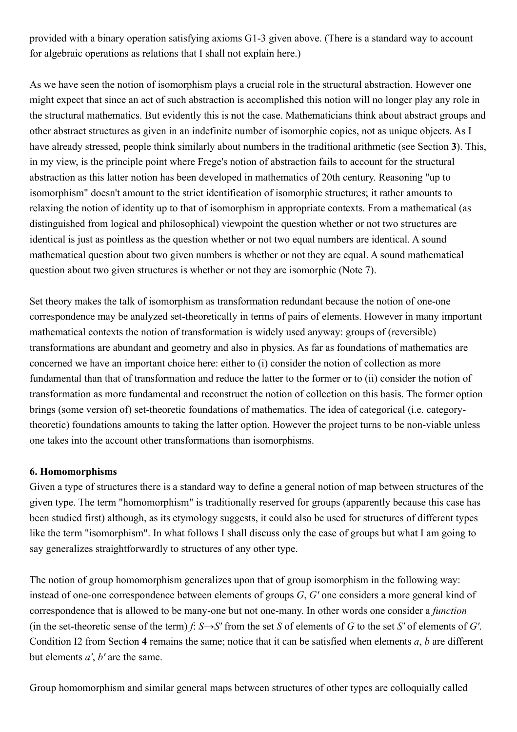provided with a binary operation satisfying axioms G1-3 given above. (There is a standard way to account for algebraic operations as relations that I shall not explain here.)

As we have seen the notion of isomorphism plays a crucial role in the structural abstraction. However one might expect that since an act of such abstraction is accomplished this notion will no longer play any role in the structural mathematics. But evidently this is not the case. Mathematicians think about abstract groups and other abstract structures as given in an indefinite number of isomorphic copies, not as unique objects. As I have already stressed, people think similarly about numbers in the traditional arithmetic (see Section **3**). This, in my view, is the principle point where Frege's notion of abstraction fails to account for the structural abstraction as this latter notion has been developed in mathematics of 20th century. Reasoning "up to isomorphism" doesn't amount to the strict identification of isomorphic structures; it rather amounts to relaxing the notion of identity up to that of isomorphism in appropriate contexts. From a mathematical (as distinguished from logical and philosophical) viewpoint the question whether or not two structures are identical is just as pointless as the question whether or not two equal numbers are identical. A sound mathematical question about two given numbers is whether or not they are equal. A sound mathematical question about two given structures is whether or not they are isomorphic (Note 7).

Set theory makes the talk of isomorphism as transformation redundant because the notion of one-one correspondence may be analyzed set-theoretically in terms of pairs of elements. However in many important mathematical contexts the notion of transformation is widely used anyway: groups of (reversible) transformations are abundant and geometry and also in physics. As far as foundations of mathematics are concerned we have an important choice here: either to (i) consider the notion of collection as more fundamental than that of transformation and reduce the latter to the former or to (ii) consider the notion of transformation as more fundamental and reconstruct the notion of collection on this basis. The former option brings (some version of) set-theoretic foundations of mathematics. The idea of categorical (i.e. category-theoretic) foundations amounts to taking the latter option. However the project turns to be non-viable unless one takes into the account other transformations than isomorphisms.

**6. Homomorphisms**

Given a type of structures there is a standard way to define a general notion of map between structures of the given type. The term "homomorphism" is traditionally reserved for groups (apparently because this case has been studied first) although, as its etymology suggests, it could also be used for structures of different types like the term "isomorphism". In what follows I shall discuss only the case of groups but what I am going to say generalizes straightforwardly to structures of any other type.

The notion of group homomorphism generalizes upon that of group isomorphism in the following way: instead of one-one correspondence between elements of groups $G$, $G'$ one considers a more general kind of correspondence that is allowed to be many-one but not one-many. In other words one consider a *function* (in the set-theoretic sense of the term) $f: S \rightarrow S'$ from the set $S$ of elements of $G$ to the set $S'$ of elements of $G'$. Condition I2 from Section **4** remains the same; notice that it can be satisfied when elements $a$, $b$ are different but elements $a'$, $b'$ are the same.

Group homomorphism and similar general maps between structures of other types are colloquially called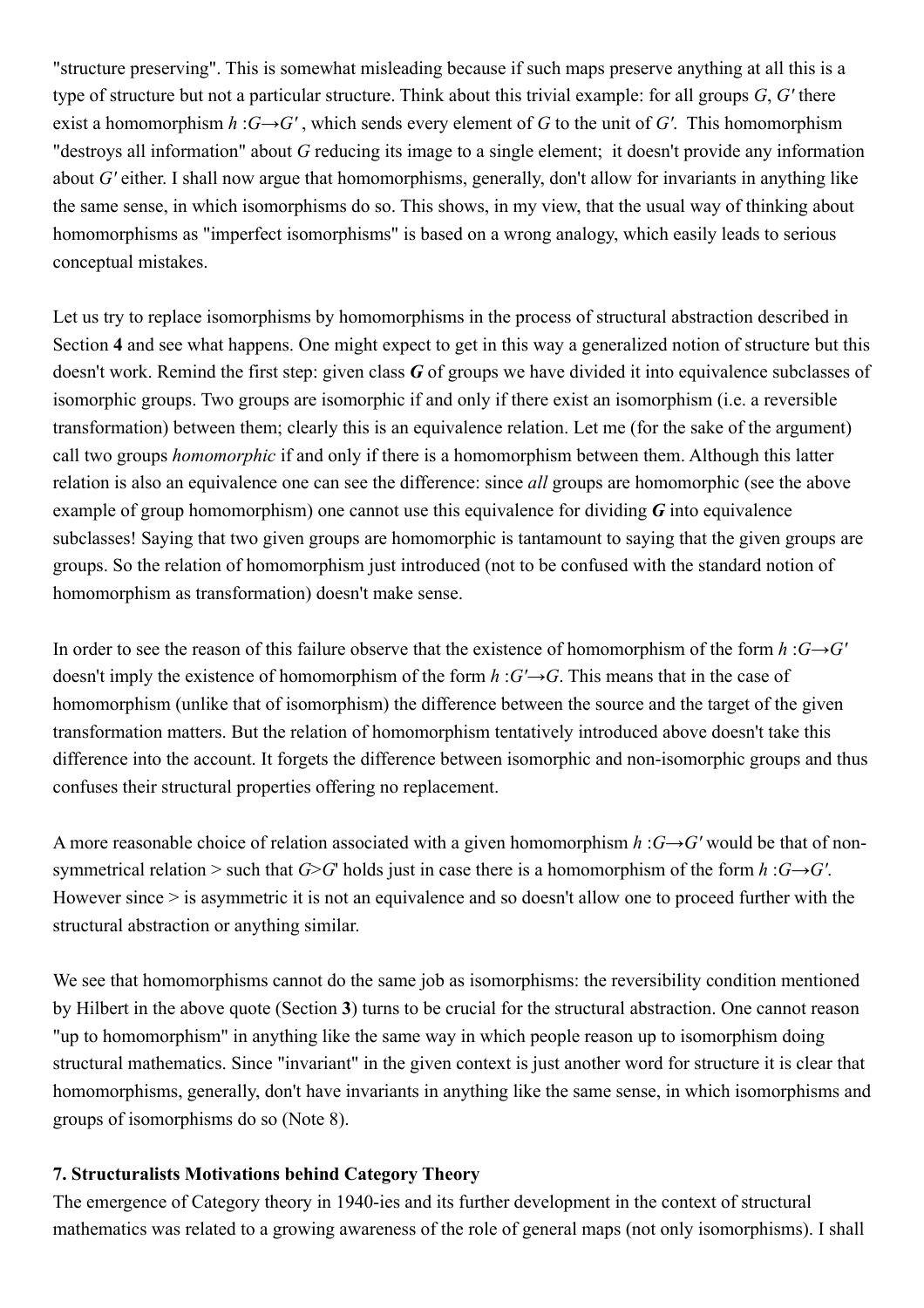"structure preserving". This is somewhat misleading because if such maps preserve anything at all this is a type of structure but not a particular structure. Think about this trivial example: for all groups $G$, $G'$ there exist a homomorphism $h : G \rightarrow G'$, which sends every element of $G$ to the unit of $G'$. This homomorphism "destroys all information" about $G$ reducing its image to a single element; it doesn't provide any information about $G'$ either. I shall now argue that homomorphisms, generally, don't allow for invariants in anything like the same sense, in which isomorphisms do so. This shows, in my view, that the usual way of thinking about homomorphisms as "imperfect isomorphisms" is based on a wrong analogy, which easily leads to serious conceptual mistakes.

Let us try to replace isomorphisms by homomorphisms in the process of structural abstraction described in Section **4** and see what happens. One might expect to get in this way a generalized notion of structure but this doesn't work. Remind the first step: given class ***G*** of groups we have divided it into equivalence subclasses of isomorphic groups. Two groups are isomorphic if and only if there exist an isomorphism (i.e. a reversible transformation) between them; clearly this is an equivalence relation. Let me (for the sake of the argument) call two groups *homomorphic* if and only if there is a homomorphism between them. Although this latter relation is also an equivalence one can see the difference: since *all* groups are homomorphic (see the above example of group homomorphism) one cannot use this equivalence for dividing ***G*** into equivalence subclasses! Saying that two given groups are homomorphic is tantamount to saying that the given groups are groups. So the relation of homomorphism just introduced (not to be confused with the standard notion of homomorphism as transformation) doesn't make sense.

In order to see the reason of this failure observe that the existence of homomorphism of the form $h : G \rightarrow G'$ doesn't imply the existence of homomorphism of the form $h : G' \rightarrow G$. This means that in the case of homomorphism (unlike that of isomorphism) the difference between the source and the target of the given transformation matters. But the relation of homomorphism tentatively introduced above doesn't take this difference into the account. It forgets the difference between isomorphic and non-isomorphic groups and thus confuses their structural properties offering no replacement.

A more reasonable choice of relation associated with a given homomorphism $h : G \rightarrow G'$ would be that of non-symmetrical relation $>$ such that $G > G'$ holds just in case there is a homomorphism of the form $h : G \rightarrow G'$. However since $>$ is asymmetric it is not an equivalence and so doesn't allow one to proceed further with the structural abstraction or anything similar.

We see that homomorphisms cannot do the same job as isomorphisms: the reversibility condition mentioned by Hilbert in the above quote (Section **3**) turns to be crucial for the structural abstraction. One cannot reason "up to homomorphism" in anything like the same way in which people reason up to isomorphism doing structural mathematics. Since "invariant" in the given context is just another word for structure it is clear that homomorphisms, generally, don't have invariants in anything like the same sense, in which isomorphisms and groups of isomorphisms do so (Note 8).

### 7. Structuralists Motivations behind Category Theory

The emergence of Category theory in 1940-ies and its further development in the context of structural mathematics was related to a growing awareness of the role of general maps (not only isomorphisms). I shall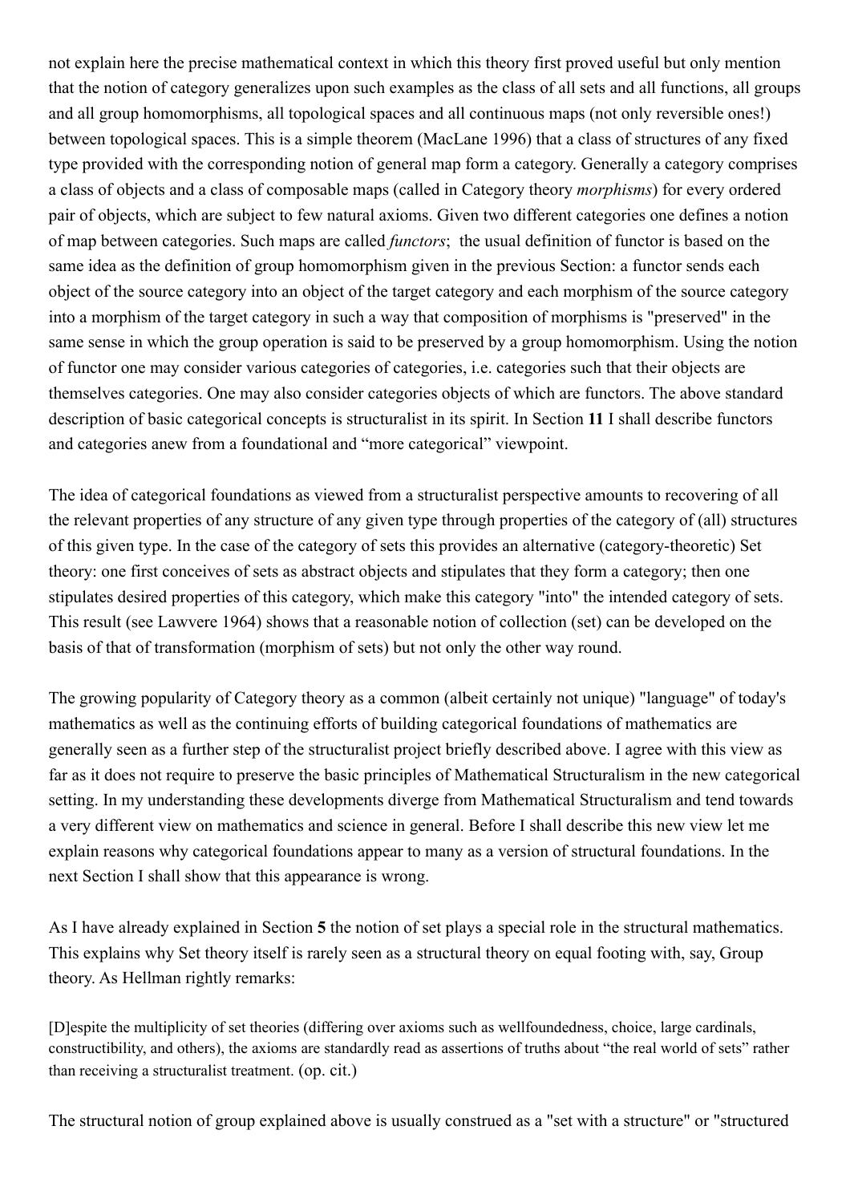not explain here the precise mathematical context in which this theory first proved useful but only mention that the notion of category generalizes upon such examples as the class of all sets and all functions, all groups and all group homomorphisms, all topological spaces and all continuous maps (not only reversible ones!) between topological spaces. This is a simple theorem (MacLane 1996) that a class of structures of any fixed type provided with the corresponding notion of general map form a category. Generally a category comprises a class of objects and a class of composable maps (called in Category theory *morphisms*) for every ordered pair of objects, which are subject to few natural axioms. Given two different categories one defines a notion of map between categories. Such maps are called *functors*; the usual definition of functor is based on the same idea as the definition of group homomorphism given in the previous Section: a functor sends each object of the source category into an object of the target category and each morphism of the source category into a morphism of the target category in such a way that composition of morphisms is "preserved" in the same sense in which the group operation is said to be preserved by a group homomorphism. Using the notion of functor one may consider various categories of categories, i.e. categories such that their objects are themselves categories. One may also consider categories objects of which are functors. The above standard description of basic categorical concepts is structuralist in its spirit. In Section **11** I shall describe functors and categories anew from a foundational and "more categorical" viewpoint.

The idea of categorical foundations as viewed from a structuralist perspective amounts to recovering of all the relevant properties of any structure of any given type through properties of the category of (all) structures of this given type. In the case of the category of sets this provides an alternative (category-theoretic) Set theory: one first conceives of sets as abstract objects and stipulates that they form a category; then one stipulates desired properties of this category, which make this category "into" the intended category of sets. This result (see Lawvere 1964) shows that a reasonable notion of collection (set) can be developed on the basis of that of transformation (morphism of sets) but not only the other way round.

The growing popularity of Category theory as a common (albeit certainly not unique) "language" of today's mathematics as well as the continuing efforts of building categorical foundations of mathematics are generally seen as a further step of the structuralist project briefly described above. I agree with this view as far as it does not require to preserve the basic principles of Mathematical Structuralism in the new categorical setting. In my understanding these developments diverge from Mathematical Structuralism and tend towards a very different view on mathematics and science in general. Before I shall describe this new view let me explain reasons why categorical foundations appear to many as a version of structural foundations. In the next Section I shall show that this appearance is wrong.

As I have already explained in Section **5** the notion of set plays a special role in the structural mathematics. This explains why Set theory itself is rarely seen as a structural theory on equal footing with, say, Group theory. As Hellman rightly remarks:

> [D]espite the multiplicity of set theories (differing over axioms such as wellfoundedness, choice, large cardinals, constructibility, and others), the axioms are standardly read as assertions of truths about "the real world of sets" rather than receiving a structuralist treatment. (op. cit.)

The structural notion of group explained above is usually construed as a "set with a structure" or "structured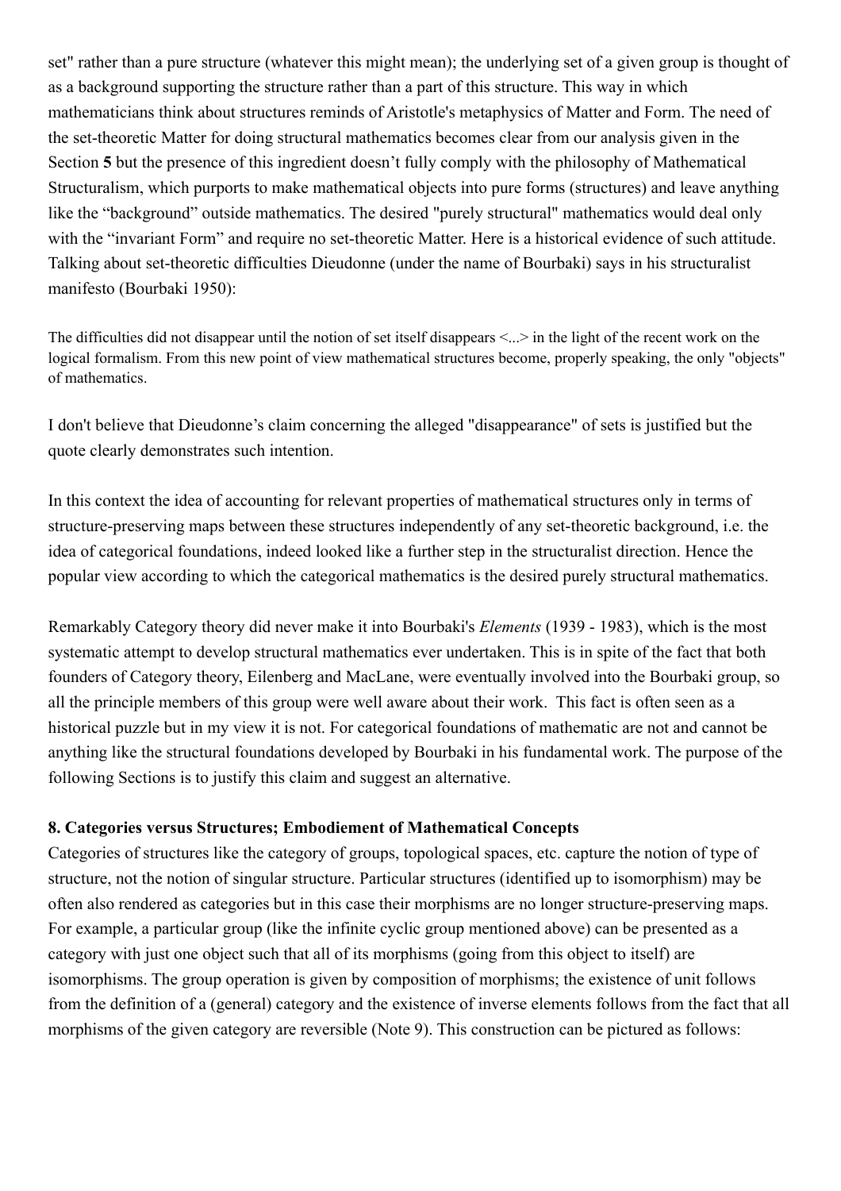set" rather than a pure structure (whatever this might mean); the underlying set of a given group is thought of as a background supporting the structure rather than a part of this structure. This way in which mathematicians think about structures reminds of Aristotle's metaphysics of Matter and Form. The need of the set-theoretic Matter for doing structural mathematics becomes clear from our analysis given in the Section **5** but the presence of this ingredient doesn't fully comply with the philosophy of Mathematical Structuralism, which purports to make mathematical objects into pure forms (structures) and leave anything like the "background" outside mathematics. The desired "purely structural" mathematics would deal only with the "invariant Form" and require no set-theoretic Matter. Here is a historical evidence of such attitude. Talking about set-theoretic difficulties Dieudonne (under the name of Bourbaki) says in his structuralist manifesto (Bourbaki 1950):

> The difficulties did not disappear until the notion of set itself disappears <...> in the light of the recent work on the logical formalism. From this new point of view mathematical structures become, properly speaking, the only "objects" of mathematics.

I don't believe that Dieudonne's claim concerning the alleged "disappearance" of sets is justified but the quote clearly demonstrates such intention.

In this context the idea of accounting for relevant properties of mathematical structures only in terms of structure-preserving maps between these structures independently of any set-theoretic background, i.e. the idea of categorical foundations, indeed looked like a further step in the structuralist direction. Hence the popular view according to which the categorical mathematics is the desired purely structural mathematics.

Remarkably Category theory did never make it into Bourbaki's *Elements* (1939 - 1983), which is the most systematic attempt to develop structural mathematics ever undertaken. This is in spite of the fact that both founders of Category theory, Eilenberg and MacLane, were eventually involved into the Bourbaki group, so all the principle members of this group were well aware about their work. This fact is often seen as a historical puzzle but in my view it is not. For categorical foundations of mathematic are not and cannot be anything like the structural foundations developed by Bourbaki in his fundamental work. The purpose of the following Sections is to justify this claim and suggest an alternative.

### 8. Categories versus Structures; Embodiement of Mathematical Concepts

Categories of structures like the category of groups, topological spaces, etc. capture the notion of type of structure, not the notion of singular structure. Particular structures (identified up to isomorphism) may be often also rendered as categories but in this case their morphisms are no longer structure-preserving maps. For example, a particular group (like the infinite cyclic group mentioned above) can be presented as a category with just one object such that all of its morphisms (going from this object to itself) are isomorphisms. The group operation is given by composition of morphisms; the existence of unit follows from the definition of a (general) category and the existence of inverse elements follows from the fact that all morphisms of the given category are reversible (Note 9). This construction can be pictured as follows: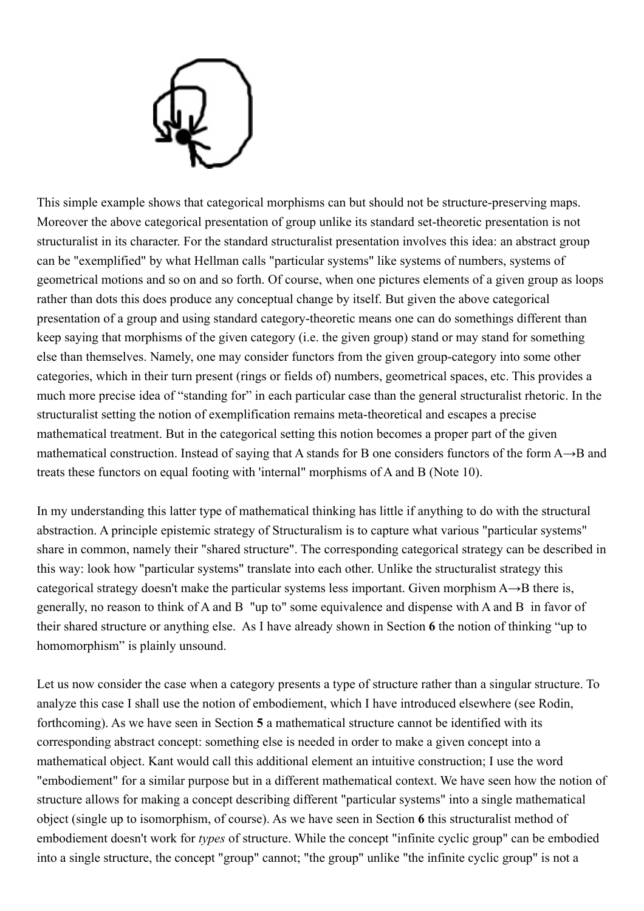This simple example shows that categorical morphisms can but should not be structure-preserving maps. Moreover the above categorical presentation of group unlike its standard set-theoretic presentation is not structuralist in its character. For the standard structuralist presentation involves this idea: an abstract group can be "exemplified" by what Hellman calls "particular systems" like systems of numbers, systems of geometrical motions and so on and so forth. Of course, when one pictures elements of a given group as loops rather than dots this does produce any conceptual change by itself. But given the above categorical presentation of a group and using standard category-theoretic means one can do somethings different than keep saying that morphisms of the given category (i.e. the given group) stand or may stand for something else than themselves. Namely, one may consider functors from the given group-category into some other categories, which in their turn present (rings or fields of) numbers, geometrical spaces, etc. This provides a much more precise idea of "standing for" in each particular case than the general structuralist rhetoric. In the structuralist setting the notion of exemplification remains meta-theoretical and escapes a precise mathematical treatment. But in the categorical setting this notion becomes a proper part of the given mathematical construction. Instead of saying that A stands for B one considers functors of the form $A \rightarrow B$ and treats these functors on equal footing with 'internal" morphisms of A and B (Note 10).

In my understanding this latter type of mathematical thinking has little if anything to do with the structural abstraction. A principle epistemic strategy of Structuralism is to capture what various "particular systems" share in common, namely their "shared structure". The corresponding categorical strategy can be described in this way: look how "particular systems" translate into each other. Unlike the structuralist strategy this categorical strategy doesn't make the particular systems less important. Given morphism $A \rightarrow B$ there is, generally, no reason to think of A and B "up to" some equivalence and dispense with A and B in favor of their shared structure or anything else. As I have already shown in Section **6** the notion of thinking "up to homomorphism" is plainly unsound.

Let us now consider the case when a category presents a type of structure rather than a singular structure. To analyze this case I shall use the notion of embodiement, which I have introduced elsewhere (see Rodin, forthcoming). As we have seen in Section **5** a mathematical structure cannot be identified with its corresponding abstract concept: something else is needed in order to make a given concept into a mathematical object. Kant would call this additional element an intuitive construction; I use the word "embodiement" for a similar purpose but in a different mathematical context. We have seen how the notion of structure allows for making a concept describing different "particular systems" into a single mathematical object (single up to isomorphism, of course). As we have seen in Section **6** this structuralist method of embodiement doesn't work for *types* of structure. While the concept "infinite cyclic group" can be embodied into a single structure, the concept "group" cannot; "the group" unlike "the infinite cyclic group" is not a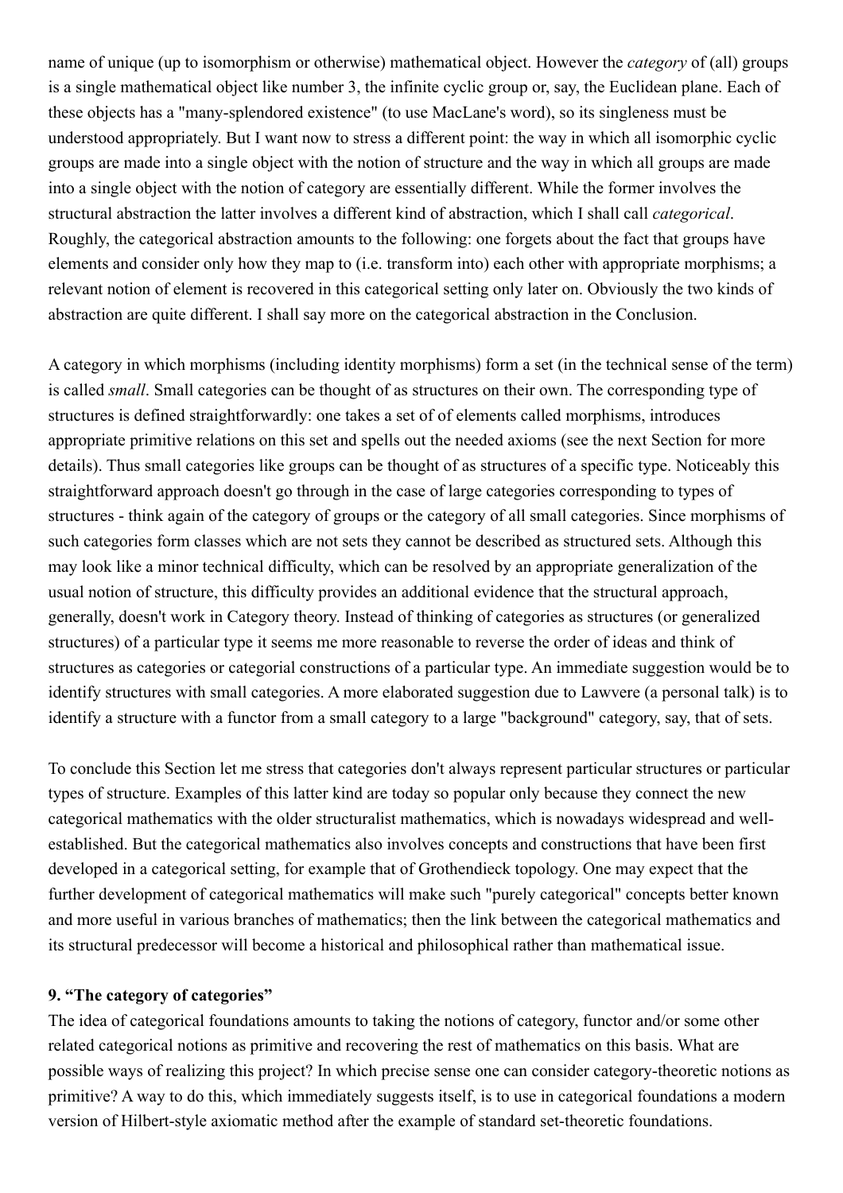name of unique (up to isomorphism or otherwise) mathematical object. However the *category* of (all) groups is a single mathematical object like number 3, the infinite cyclic group or, say, the Euclidean plane. Each of these objects has a "many-splendored existence" (to use MacLane's word), so its singleness must be understood appropriately. But I want now to stress a different point: the way in which all isomorphic cyclic groups are made into a single object with the notion of structure and the way in which all groups are made into a single object with the notion of category are essentially different. While the former involves the structural abstraction the latter involves a different kind of abstraction, which I shall call *categorical*. Roughly, the categorical abstraction amounts to the following: one forgets about the fact that groups have elements and consider only how they map to (i.e. transform into) each other with appropriate morphisms; a relevant notion of element is recovered in this categorical setting only later on. Obviously the two kinds of abstraction are quite different. I shall say more on the categorical abstraction in the Conclusion.

A category in which morphisms (including identity morphisms) form a set (in the technical sense of the term) is called *small*. Small categories can be thought of as structures on their own. The corresponding type of structures is defined straightforwardly: one takes a set of of elements called morphisms, introduces appropriate primitive relations on this set and spells out the needed axioms (see the next Section for more details). Thus small categories like groups can be thought of as structures of a specific type. Noticeably this straightforward approach doesn't go through in the case of large categories corresponding to types of structures - think again of the category of groups or the category of all small categories. Since morphisms of such categories form classes which are not sets they cannot be described as structured sets. Although this may look like a minor technical difficulty, which can be resolved by an appropriate generalization of the usual notion of structure, this difficulty provides an additional evidence that the structural approach, generally, doesn't work in Category theory. Instead of thinking of categories as structures (or generalized structures) of a particular type it seems me more reasonable to reverse the order of ideas and think of structures as categories or categorial constructions of a particular type. An immediate suggestion would be to identify structures with small categories. A more elaborated suggestion due to Lawvere (a personal talk) is to identify a structure with a functor from a small category to a large "background" category, say, that of sets.

To conclude this Section let me stress that categories don't always represent particular structures or particular types of structure. Examples of this latter kind are today so popular only because they connect the new categorical mathematics with the older structuralist mathematics, which is nowadays widespread and well-established. But the categorical mathematics also involves concepts and constructions that have been first developed in a categorical setting, for example that of Grothendieck topology. One may expect that the further development of categorical mathematics will make such "purely categorical" concepts better known and more useful in various branches of mathematics; then the link between the categorical mathematics and its structural predecessor will become a historical and philosophical rather than mathematical issue.

### 9. “The category of categories”

The idea of categorical foundations amounts to taking the notions of category, functor and/or some other related categorical notions as primitive and recovering the rest of mathematics on this basis. What are possible ways of realizing this project? In which precise sense one can consider category-theoretic notions as primitive? A way to do this, which immediately suggests itself, is to use in categorical foundations a modern version of Hilbert-style axiomatic method after the example of standard set-theoretic foundations.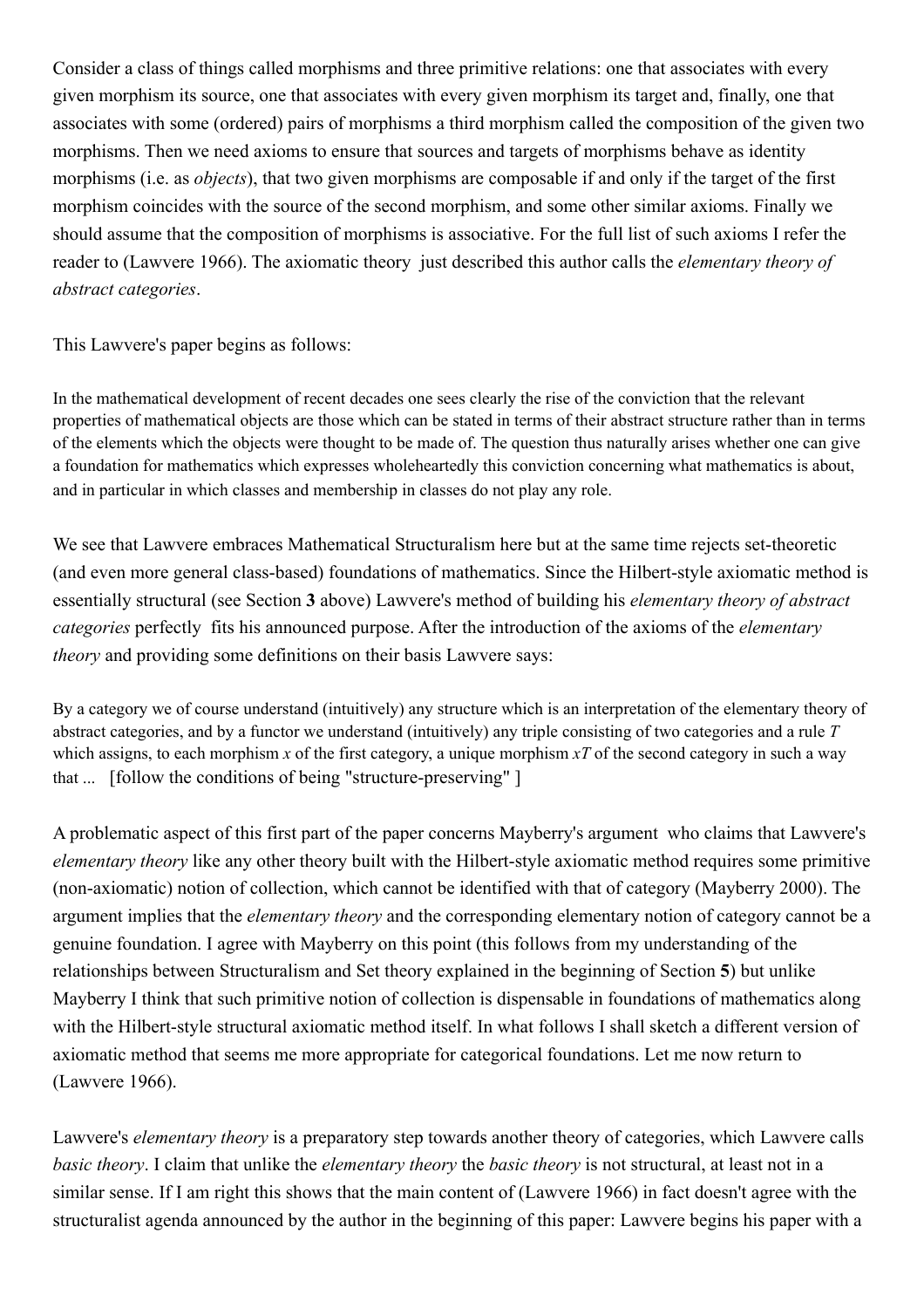Consider a class of things called morphisms and three primitive relations: one that associates with every given morphism its source, one that associates with every given morphism its target and, finally, one that associates with some (ordered) pairs of morphisms a third morphism called the composition of the given two morphisms. Then we need axioms to ensure that sources and targets of morphisms behave as identity morphisms (i.e. as *objects*), that two given morphisms are composable if and only if the target of the first morphism coincides with the source of the second morphism, and some other similar axioms. Finally we should assume that the composition of morphisms is associative. For the full list of such axioms I refer the reader to (Lawvere 1966). The axiomatic theory just described this author calls the *elementary theory of abstract categories*.

This Lawvere's paper begins as follows:

> In the mathematical development of recent decades one sees clearly the rise of the conviction that the relevant properties of mathematical objects are those which can be stated in terms of their abstract structure rather than in terms of the elements which the objects were thought to be made of. The question thus naturally arises whether one can give a foundation for mathematics which expresses wholeheartedly this conviction concerning what mathematics is about, and in particular in which classes and membership in classes do not play any role.

We see that Lawvere embraces Mathematical Structuralism here but at the same time rejects set-theoretic (and even more general class-based) foundations of mathematics. Since the Hilbert-style axiomatic method is essentially structural (see Section **3** above) Lawvere's method of building his *elementary theory of abstract categories* perfectly fits his announced purpose. After the introduction of the axioms of the *elementary theory* and providing some definitions on their basis Lawvere says:

> By a category we of course understand (intuitively) any structure which is an interpretation of the elementary theory of abstract categories, and by a functor we understand (intuitively) any triple consisting of two categories and a rule $T$ which assigns, to each morphism $x$ of the first category, a unique morphism $xT$ of the second category in such a way that ... [follow the conditions of being "structure-preserving" ]

A problematic aspect of this first part of the paper concerns Mayberry's argument who claims that Lawvere's *elementary theory* like any other theory built with the Hilbert-style axiomatic method requires some primitive (non-axiomatic) notion of collection, which cannot be identified with that of category (Mayberry 2000). The argument implies that the *elementary theory* and the corresponding elementary notion of category cannot be a genuine foundation. I agree with Mayberry on this point (this follows from my understanding of the relationships between Structuralism and Set theory explained in the beginning of Section **5**) but unlike Mayberry I think that such primitive notion of collection is dispensable in foundations of mathematics along with the Hilbert-style structural axiomatic method itself. In what follows I shall sketch a different version of axiomatic method that seems me more appropriate for categorical foundations. Let me now return to (Lawvere 1966).

Lawvere's *elementary theory* is a preparatory step towards another theory of categories, which Lawvere calls *basic theory*. I claim that unlike the *elementary theory* the *basic theory* is not structural, at least not in a similar sense. If I am right this shows that the main content of (Lawvere 1966) in fact doesn't agree with the structuralist agenda announced by the author in the beginning of this paper: Lawvere begins his paper with a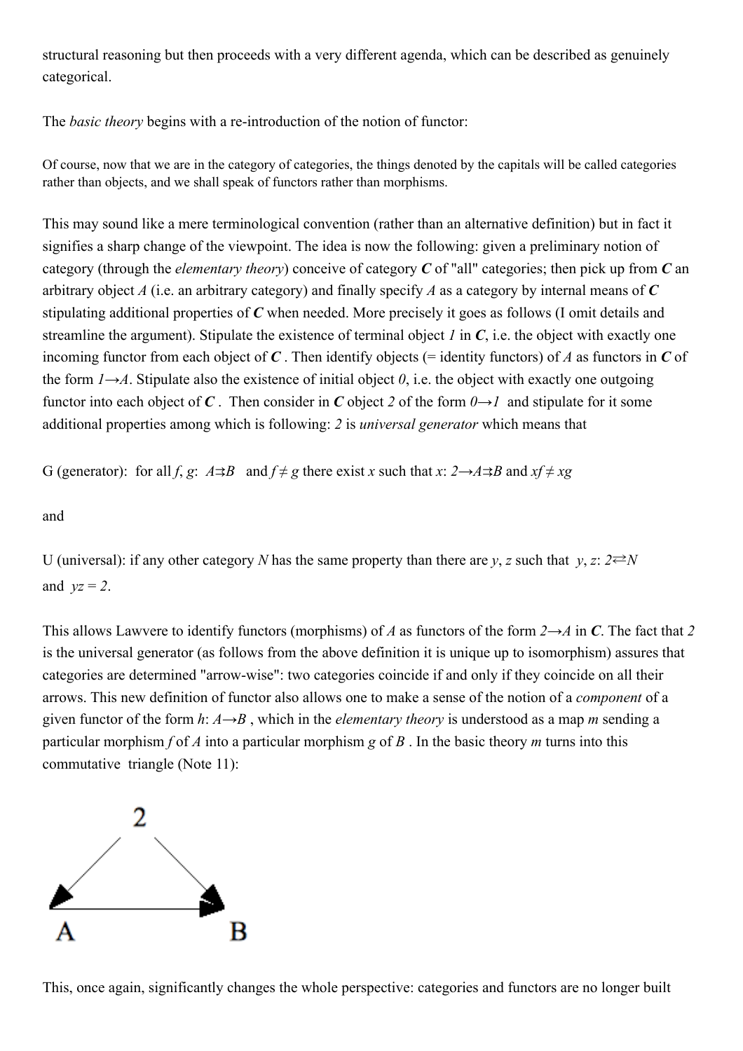structural reasoning but then proceeds with a very different agenda, which can be described as genuinely categorical.

The *basic theory* begins with a re-introduction of the notion of functor:

> Of course, now that we are in the category of categories, the things denoted by the capitals will be called categories rather than objects, and we shall speak of functors rather than morphisms.

This may sound like a mere terminological convention (rather than an alternative definition) but in fact it signifies a sharp change of the viewpoint. The idea is now the following: given a preliminary notion of category (through the *elementary theory*) conceive of category ***C*** of "all" categories; then pick up from ***C*** an arbitrary object $A$ (i.e. an arbitrary category) and finally specify $A$ as a category by internal means of ***C*** stipulating additional properties of ***C*** when needed. More precisely it goes as follows (I omit details and streamline the argument). Stipulate the existence of terminal object $1$ in ***C***, i.e. the object with exactly one incoming functor from each object of ***C*** . Then identify objects (= identity functors) of $A$ as functors in ***C*** of the form $1 \rightarrow A$. Stipulate also the existence of initial object $0$, i.e. the object with exactly one outgoing functor into each object of ***C*** . Then consider in ***C*** object $2$ of the form $0 \rightarrow 1$ and stipulate for it some additional properties among which is following: $2$ is *universal generator* which means that

G (generator): for all $f$, $g$: $A \rightrightarrows B$ and $f \neq g$ there exist $x$ such that $x$: $2 \rightarrow A \rightrightarrows B$ and $xf \neq xg$

and

U (universal): if any other category $N$ has the same property than there are $y$, $z$ such that $y$, $z$: $2 \rightleftarrows N$ and $yz = 2$.

This allows Lawvere to identify functors (morphisms) of $A$ as functors of the form $2 \rightarrow A$ in ***C***. The fact that $2$ is the universal generator (as follows from the above definition it is unique up to isomorphism) assures that categories are determined "arrow-wise": two categories coincide if and only if they coincide on all their arrows. This new definition of functor also allows one to make a sense of the notion of a *component* of a given functor of the form $h$: $A \rightarrow B$ , which in the *elementary theory* is understood as a map $m$ sending a particular morphism $f$ of $A$ into a particular morphism $g$ of $B$ . In the basic theory $m$ turns into this commutative triangle (Note 11):

$$
\begin{array}{ccc}
 & 2 & \\
\swarrow & & \searrow \\
A & \longrightarrow & B
\end{array}
$$

This, once again, significantly changes the whole perspective: categories and functors are no longer built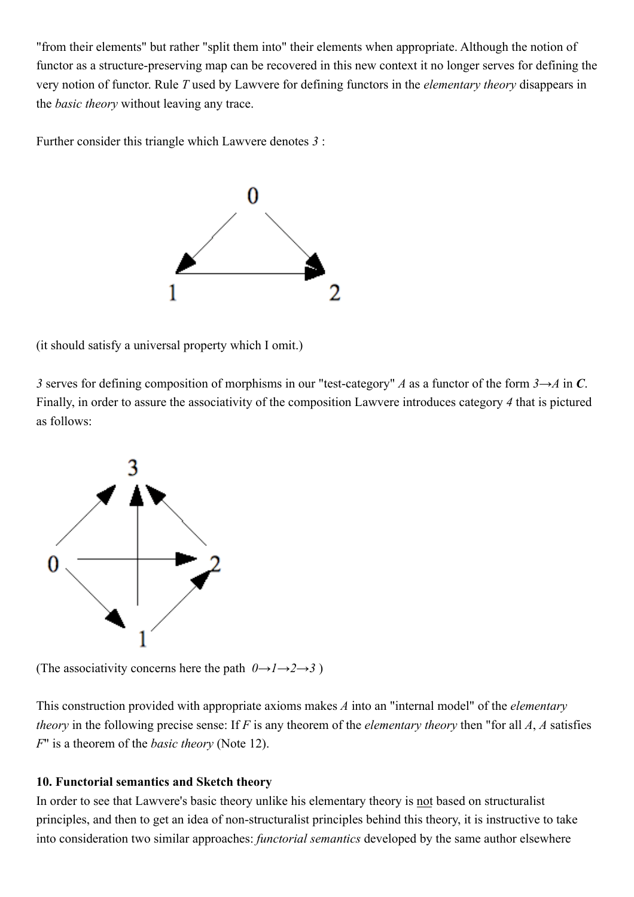"from their elements" but rather "split them into" their elements when appropriate. Although the notion of functor as a structure-preserving map can be recovered in this new context it no longer serves for defining the very notion of functor. Rule *T* used by Lawvere for defining functors in the *elementary theory* disappears in the *basic theory* without leaving any trace.

Further consider this triangle which Lawvere denotes *3* :

(it should satisfy a universal property which I omit.)

*3* serves for defining composition of morphisms in our "test-category" *A* as a functor of the form *3→A* in ***C***. Finally, in order to assure the associativity of the composition Lawvere introduces category *4* that is pictured as follows:

(The associativity concerns here the path *0→1→2→3* )

This construction provided with appropriate axioms makes *A* into an "internal model" of the *elementary theory* in the following precise sense: If *F* is any theorem of the *elementary theory* then "for all *A*, *A* satisfies *F*" is a theorem of the *basic theory* (Note 12).

**10. Functorial semantics and Sketch theory**

In order to see that Lawvere's basic theory unlike his elementary theory is not based on structuralist principles, and then to get an idea of non-structuralist principles behind this theory, it is instructive to take into consideration two similar approaches: *functorial semantics* developed by the same author elsewhere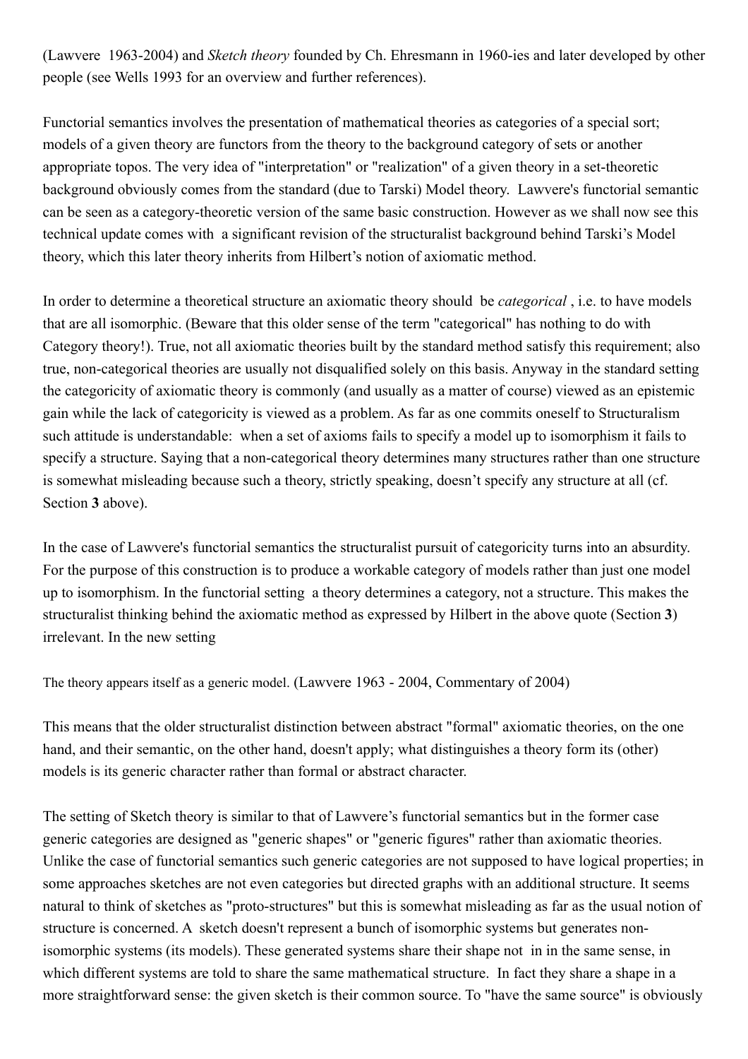(Lawvere 1963-2004) and *Sketch theory* founded by Ch. Ehresmann in 1960-ies and later developed by other people (see Wells 1993 for an overview and further references).

Functorial semantics involves the presentation of mathematical theories as categories of a special sort; models of a given theory are functors from the theory to the background category of sets or another appropriate topos. The very idea of "interpretation" or "realization" of a given theory in a set-theoretic background obviously comes from the standard (due to Tarski) Model theory. Lawvere's functorial semantic can be seen as a category-theoretic version of the same basic construction. However as we shall now see this technical update comes with a significant revision of the structuralist background behind Tarski's Model theory, which this later theory inherits from Hilbert's notion of axiomatic method.

In order to determine a theoretical structure an axiomatic theory should be *categorical* , i.e. to have models that are all isomorphic. (Beware that this older sense of the term "categorical" has nothing to do with Category theory!). True, not all axiomatic theories built by the standard method satisfy this requirement; also true, non-categorical theories are usually not disqualified solely on this basis. Anyway in the standard setting the categoricity of axiomatic theory is commonly (and usually as a matter of course) viewed as an epistemic gain while the lack of categoricity is viewed as a problem. As far as one commits oneself to Structuralism such attitude is understandable: when a set of axioms fails to specify a model up to isomorphism it fails to specify a structure. Saying that a non-categorical theory determines many structures rather than one structure is somewhat misleading because such a theory, strictly speaking, doesn't specify any structure at all (cf. Section **3** above).

In the case of Lawvere's functorial semantics the structuralist pursuit of categoricity turns into an absurdity. For the purpose of this construction is to produce a workable category of models rather than just one model up to isomorphism. In the functorial setting a theory determines a category, not a structure. This makes the structuralist thinking behind the axiomatic method as expressed by Hilbert in the above quote (Section **3**) irrelevant. In the new setting

> The theory appears itself as a generic model. (Lawvere 1963 - 2004, Commentary of 2004)

This means that the older structuralist distinction between abstract "formal" axiomatic theories, on the one hand, and their semantic, on the other hand, doesn't apply; what distinguishes a theory form its (other) models is its generic character rather than formal or abstract character.

The setting of Sketch theory is similar to that of Lawvere's functorial semantics but in the former case generic categories are designed as "generic shapes" or "generic figures" rather than axiomatic theories. Unlike the case of functorial semantics such generic categories are not supposed to have logical properties; in some approaches sketches are not even categories but directed graphs with an additional structure. It seems natural to think of sketches as "proto-structures" but this is somewhat misleading as far as the usual notion of structure is concerned. A sketch doesn't represent a bunch of isomorphic systems but generates non-isomorphic systems (its models). These generated systems share their shape not in in the same sense, in which different systems are told to share the same mathematical structure. In fact they share a shape in a more straightforward sense: the given sketch is their common source. To "have the same source" is obviously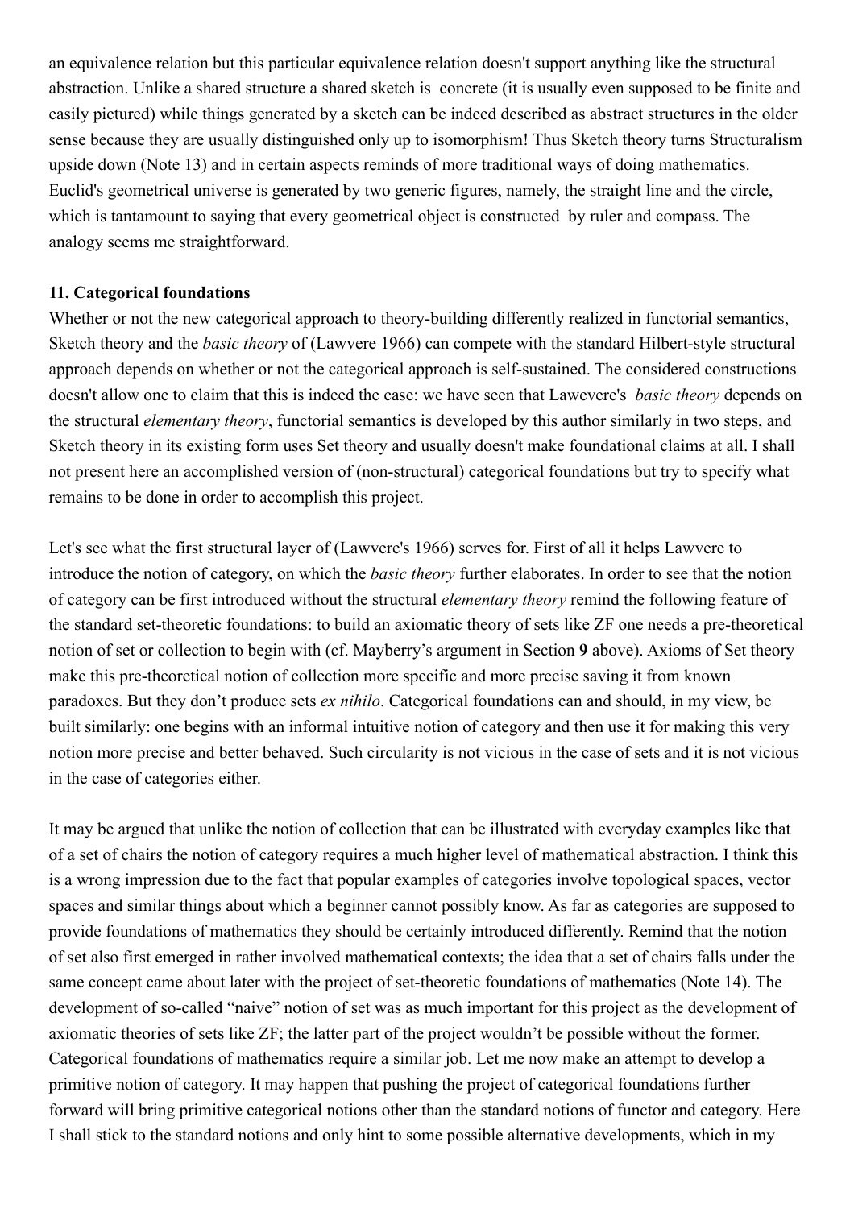an equivalence relation but this particular equivalence relation doesn't support anything like the structural abstraction. Unlike a shared structure a shared sketch is concrete (it is usually even supposed to be finite and easily pictured) while things generated by a sketch can be indeed described as abstract structures in the older sense because they are usually distinguished only up to isomorphism! Thus Sketch theory turns Structuralism upside down (Note 13) and in certain aspects reminds of more traditional ways of doing mathematics. Euclid's geometrical universe is generated by two generic figures, namely, the straight line and the circle, which is tantamount to saying that every geometrical object is constructed by ruler and compass. The analogy seems me straightforward.

**11. Categorical foundations**

Whether or not the new categorical approach to theory-building differently realized in functorial semantics, Sketch theory and the *basic theory* of (Lawvere 1966) can compete with the standard Hilbert-style structural approach depends on whether or not the categorical approach is self-sustained. The considered constructions doesn't allow one to claim that this is indeed the case: we have seen that Lawevere's *basic theory* depends on the structural *elementary theory*, functorial semantics is developed by this author similarly in two steps, and Sketch theory in its existing form uses Set theory and usually doesn't make foundational claims at all. I shall not present here an accomplished version of (non-structural) categorical foundations but try to specify what remains to be done in order to accomplish this project.

Let's see what the first structural layer of (Lawvere's 1966) serves for. First of all it helps Lawvere to introduce the notion of category, on which the *basic theory* further elaborates. In order to see that the notion of category can be first introduced without the structural *elementary theory* remind the following feature of the standard set-theoretic foundations: to build an axiomatic theory of sets like ZF one needs a pre-theoretical notion of set or collection to begin with (cf. Mayberry's argument in Section **9** above). Axioms of Set theory make this pre-theoretical notion of collection more specific and more precise saving it from known paradoxes. But they don't produce sets *ex nihilo*. Categorical foundations can and should, in my view, be built similarly: one begins with an informal intuitive notion of category and then use it for making this very notion more precise and better behaved. Such circularity is not vicious in the case of sets and it is not vicious in the case of categories either.

It may be argued that unlike the notion of collection that can be illustrated with everyday examples like that of a set of chairs the notion of category requires a much higher level of mathematical abstraction. I think this is a wrong impression due to the fact that popular examples of categories involve topological spaces, vector spaces and similar things about which a beginner cannot possibly know. As far as categories are supposed to provide foundations of mathematics they should be certainly introduced differently. Remind that the notion of set also first emerged in rather involved mathematical contexts; the idea that a set of chairs falls under the same concept came about later with the project of set-theoretic foundations of mathematics (Note 14). The development of so-called "naive" notion of set was as much important for this project as the development of axiomatic theories of sets like ZF; the latter part of the project wouldn't be possible without the former. Categorical foundations of mathematics require a similar job. Let me now make an attempt to develop a primitive notion of category. It may happen that pushing the project of categorical foundations further forward will bring primitive categorical notions other than the standard notions of functor and category. Here I shall stick to the standard notions and only hint to some possible alternative developments, which in my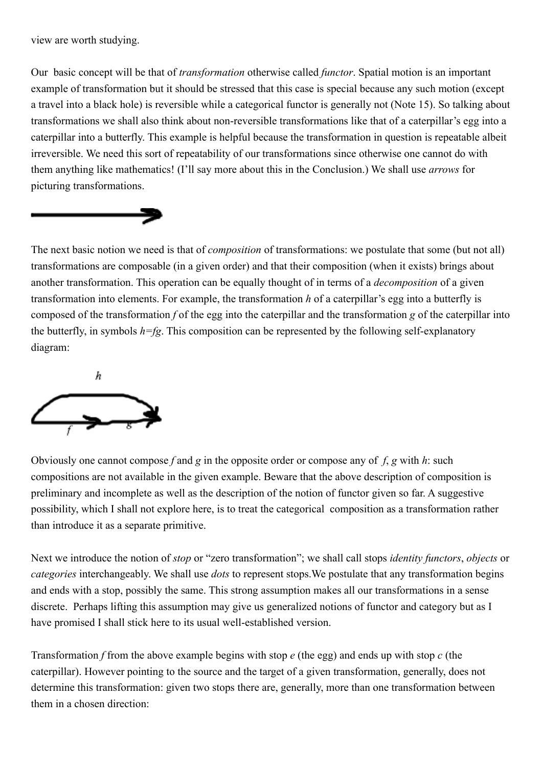view are worth studying.

Our basic concept will be that of *transformation* otherwise called *functor*. Spatial motion is an important example of transformation but it should be stressed that this case is special because any such motion (except a travel into a black hole) is reversible while a categorical functor is generally not (Note 15). So talking about transformations we shall also think about non-reversible transformations like that of a caterpillar's egg into a caterpillar into a butterfly. This example is helpful because the transformation in question is repeatable albeit irreversible. We need this sort of repeatability of our transformations since otherwise one cannot do with them anything like mathematics! (I'll say more about this in the Conclusion.) We shall use *arrows* for picturing transformations.

The next basic notion we need is that of *composition* of transformations: we postulate that some (but not all) transformations are composable (in a given order) and that their composition (when it exists) brings about another transformation. This operation can be equally thought of in terms of a *decomposition* of a given transformation into elements. For example, the transformation $h$ of a caterpillar's egg into a butterfly is composed of the transformation $f$ of the egg into the caterpillar and the transformation $g$ of the caterpillar into the butterfly, in symbols $h=fg$. This composition can be represented by the following self-explanatory diagram:

Obviously one cannot compose $f$ and $g$ in the opposite order or compose any of $f$, $g$ with $h$: such compositions are not available in the given example. Beware that the above description of composition is preliminary and incomplete as well as the description of the notion of functor given so far. A suggestive possibility, which I shall not explore here, is to treat the categorical composition as a transformation rather than introduce it as a separate primitive.

Next we introduce the notion of *stop* or "zero transformation"; we shall call stops *identity functors*, *objects* or *categories* interchangeably. We shall use *dots* to represent stops. We postulate that any transformation begins and ends with a stop, possibly the same. This strong assumption makes all our transformations in a sense discrete. Perhaps lifting this assumption may give us generalized notions of functor and category but as I have promised I shall stick here to its usual well-established version.

Transformation $f$ from the above example begins with stop $e$ (the egg) and ends up with stop $c$ (the caterpillar). However pointing to the source and the target of a given transformation, generally, does not determine this transformation: given two stops there are, generally, more than one transformation between them in a chosen direction: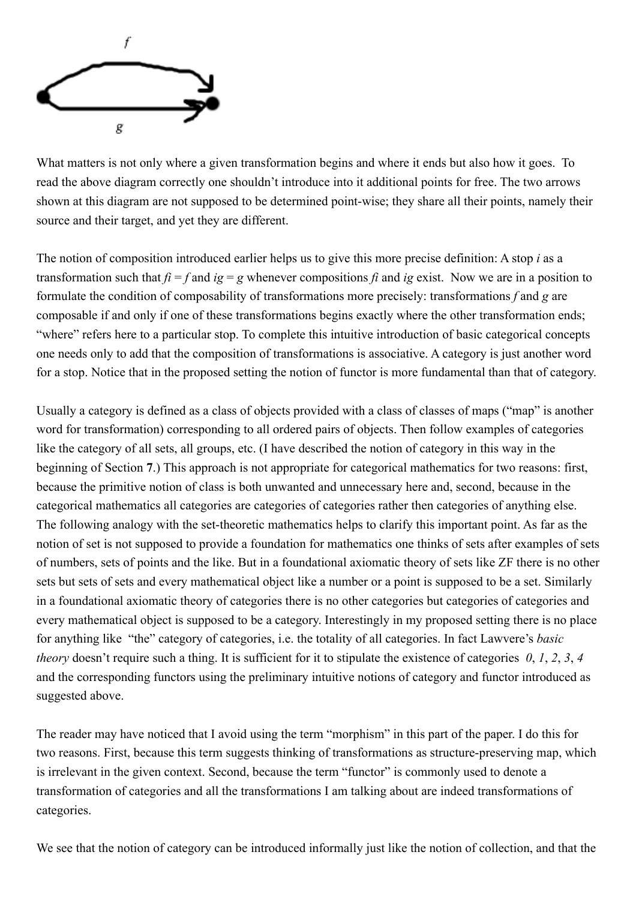What matters is not only where a given transformation begins and where it ends but also how it goes. To read the above diagram correctly one shouldn't introduce into it additional points for free. The two arrows shown at this diagram are not supposed to be determined point-wise; they share all their points, namely their source and their target, and yet they are different.

The notion of composition introduced earlier helps us to give this more precise definition: A stop $i$ as a transformation such that $fi = f$ and $ig = g$ whenever compositions $fi$ and $ig$ exist. Now we are in a position to formulate the condition of composability of transformations more precisely: transformations $f$ and $g$ are composable if and only if one of these transformations begins exactly where the other transformation ends; "where" refers here to a particular stop. To complete this intuitive introduction of basic categorical concepts one needs only to add that the composition of transformations is associative. A category is just another word for a stop. Notice that in the proposed setting the notion of functor is more fundamental than that of category.

Usually a category is defined as a class of objects provided with a class of classes of maps ("map" is another word for transformation) corresponding to all ordered pairs of objects. Then follow examples of categories like the category of all sets, all groups, etc. (I have described the notion of category in this way in the beginning of Section **7**.) This approach is not appropriate for categorical mathematics for two reasons: first, because the primitive notion of class is both unwanted and unnecessary here and, second, because in the categorical mathematics all categories are categories of categories rather then categories of anything else. The following analogy with the set-theoretic mathematics helps to clarify this important point. As far as the notion of set is not supposed to provide a foundation for mathematics one thinks of sets after examples of sets of numbers, sets of points and the like. But in a foundational axiomatic theory of sets like ZF there is no other sets but sets of sets and every mathematical object like a number or a point is supposed to be a set. Similarly in a foundational axiomatic theory of categories there is no other categories but categories of categories and every mathematical object is supposed to be a category. Interestingly in my proposed setting there is no place for anything like "the" category of categories, i.e. the totality of all categories. In fact Lawvere's *basic theory* doesn't require such a thing. It is sufficient for it to stipulate the existence of categories *0*, *1*, *2*, *3*, *4* and the corresponding functors using the preliminary intuitive notions of category and functor introduced as suggested above.

The reader may have noticed that I avoid using the term "morphism" in this part of the paper. I do this for two reasons. First, because this term suggests thinking of transformations as structure-preserving map, which is irrelevant in the given context. Second, because the term "functor" is commonly used to denote a transformation of categories and all the transformations I am talking about are indeed transformations of categories.

We see that the notion of category can be introduced informally just like the notion of collection, and that the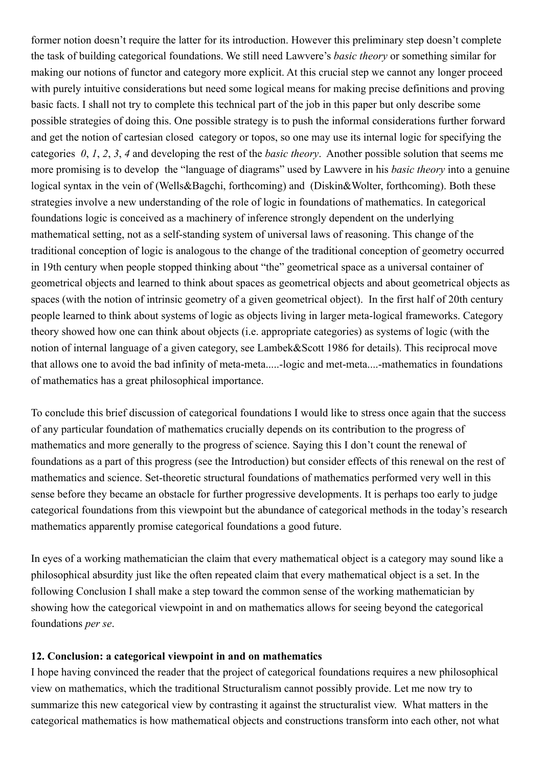former notion doesn't require the latter for its introduction. However this preliminary step doesn't complete the task of building categorical foundations. We still need Lawvere's *basic theory* or something similar for making our notions of functor and category more explicit. At this crucial step we cannot any longer proceed with purely intuitive considerations but need some logical means for making precise definitions and proving basic facts. I shall not try to complete this technical part of the job in this paper but only describe some possible strategies of doing this. One possible strategy is to push the informal considerations further forward and get the notion of cartesian closed category or topos, so one may use its internal logic for specifying the categories *0*, *1*, *2*, *3*, *4* and developing the rest of the *basic theory*. Another possible solution that seems me more promising is to develop the "language of diagrams" used by Lawvere in his *basic theory* into a genuine logical syntax in the vein of (Wells&Bagchi, forthcoming) and (Diskin&Wolter, forthcoming). Both these strategies involve a new understanding of the role of logic in foundations of mathematics. In categorical foundations logic is conceived as a machinery of inference strongly dependent on the underlying mathematical setting, not as a self-standing system of universal laws of reasoning. This change of the traditional conception of logic is analogous to the change of the traditional conception of geometry occurred in 19th century when people stopped thinking about "the" geometrical space as a universal container of geometrical objects and learned to think about spaces as geometrical objects and about geometrical objects as spaces (with the notion of intrinsic geometry of a given geometrical object). In the first half of 20th century people learned to think about systems of logic as objects living in larger meta-logical frameworks. Category theory showed how one can think about objects (i.e. appropriate categories) as systems of logic (with the notion of internal language of a given category, see Lambek&Scott 1986 for details). This reciprocal move that allows one to avoid the bad infinity of meta-meta.....-logic and met-meta....-mathematics in foundations of mathematics has a great philosophical importance.

To conclude this brief discussion of categorical foundations I would like to stress once again that the success of any particular foundation of mathematics crucially depends on its contribution to the progress of mathematics and more generally to the progress of science. Saying this I don't count the renewal of foundations as a part of this progress (see the Introduction) but consider effects of this renewal on the rest of mathematics and science. Set-theoretic structural foundations of mathematics performed very well in this sense before they became an obstacle for further progressive developments. It is perhaps too early to judge categorical foundations from this viewpoint but the abundance of categorical methods in the today's research mathematics apparently promise categorical foundations a good future.

In eyes of a working mathematician the claim that every mathematical object is a category may sound like a philosophical absurdity just like the often repeated claim that every mathematical object is a set. In the following Conclusion I shall make a step toward the common sense of the working mathematician by showing how the categorical viewpoint in and on mathematics allows for seeing beyond the categorical foundations *per se*.

**12. Conclusion: a categorical viewpoint in and on mathematics**

I hope having convinced the reader that the project of categorical foundations requires a new philosophical view on mathematics, which the traditional Structuralism cannot possibly provide. Let me now try to summarize this new categorical view by contrasting it against the structuralist view. What matters in the categorical mathematics is how mathematical objects and constructions transform into each other, not what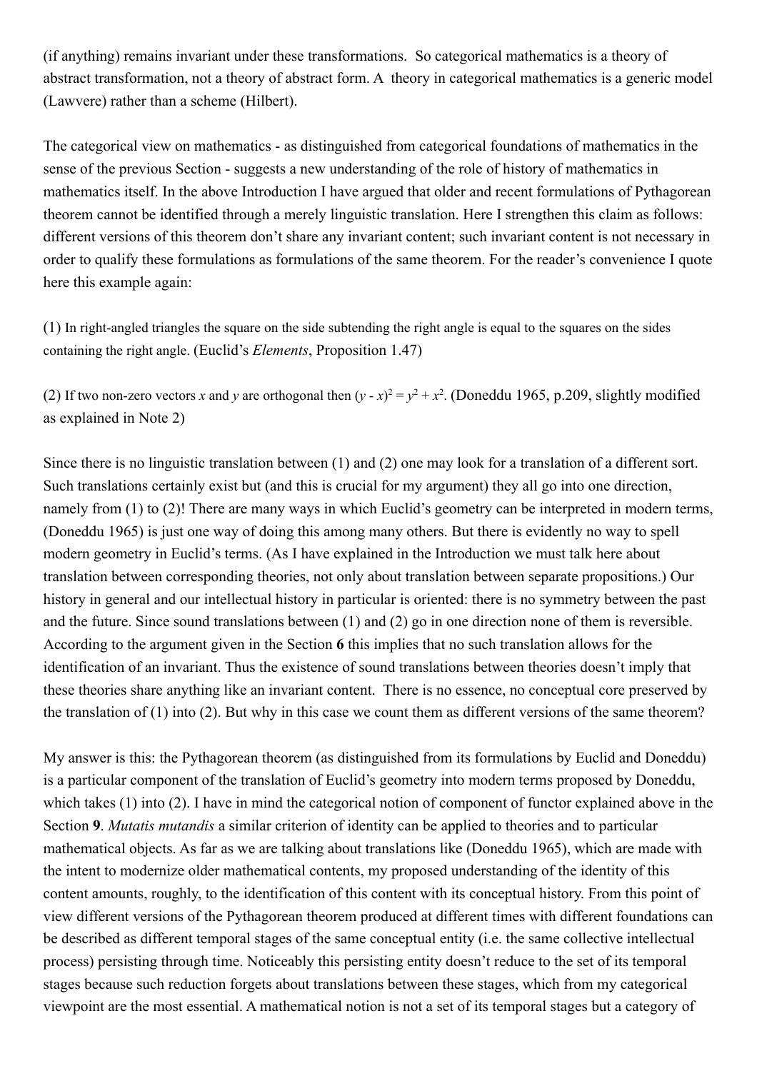(if anything) remains invariant under these transformations. So categorical mathematics is a theory of abstract transformation, not a theory of abstract form. A theory in categorical mathematics is a generic model (Lawvere) rather than a scheme (Hilbert).

The categorical view on mathematics - as distinguished from categorical foundations of mathematics in the sense of the previous Section - suggests a new understanding of the role of history of mathematics in mathematics itself. In the above Introduction I have argued that older and recent formulations of Pythagorean theorem cannot be identified through a merely linguistic translation. Here I strengthen this claim as follows: different versions of this theorem don't share any invariant content; such invariant content is not necessary in order to qualify these formulations as formulations of the same theorem. For the reader's convenience I quote here this example again:

(1) In right-angled triangles the square on the side subtending the right angle is equal to the squares on the sides containing the right angle. (Euclid's *Elements*, Proposition 1.47)

(2) If two non-zero vectors $x$ and $y$ are orthogonal then $(y - x)^2 = y^2 + x^2$. (Doneddu 1965, p.209, slightly modified as explained in Note 2)

Since there is no linguistic translation between (1) and (2) one may look for a translation of a different sort. Such translations certainly exist but (and this is crucial for my argument) they all go into one direction, namely from (1) to (2)! There are many ways in which Euclid's geometry can be interpreted in modern terms, (Doneddu 1965) is just one way of doing this among many others. But there is evidently no way to spell modern geometry in Euclid's terms. (As I have explained in the Introduction we must talk here about translation between corresponding theories, not only about translation between separate propositions.) Our history in general and our intellectual history in particular is oriented: there is no symmetry between the past and the future. Since sound translations between (1) and (2) go in one direction none of them is reversible. According to the argument given in the Section **6** this implies that no such translation allows for the identification of an invariant. Thus the existence of sound translations between theories doesn't imply that these theories share anything like an invariant content. There is no essence, no conceptual core preserved by the translation of (1) into (2). But why in this case we count them as different versions of the same theorem?

My answer is this: the Pythagorean theorem (as distinguished from its formulations by Euclid and Doneddu) is a particular component of the translation of Euclid's geometry into modern terms proposed by Doneddu, which takes (1) into (2). I have in mind the categorical notion of component of functor explained above in the Section **9**. *Mutatis mutandis* a similar criterion of identity can be applied to theories and to particular mathematical objects. As far as we are talking about translations like (Doneddu 1965), which are made with the intent to modernize older mathematical contents, my proposed understanding of the identity of this content amounts, roughly, to the identification of this content with its conceptual history. From this point of view different versions of the Pythagorean theorem produced at different times with different foundations can be described as different temporal stages of the same conceptual entity (i.e. the same collective intellectual process) persisting through time. Noticeably this persisting entity doesn't reduce to the set of its temporal stages because such reduction forgets about translations between these stages, which from my categorical viewpoint are the most essential. A mathematical notion is not a set of its temporal stages but a category of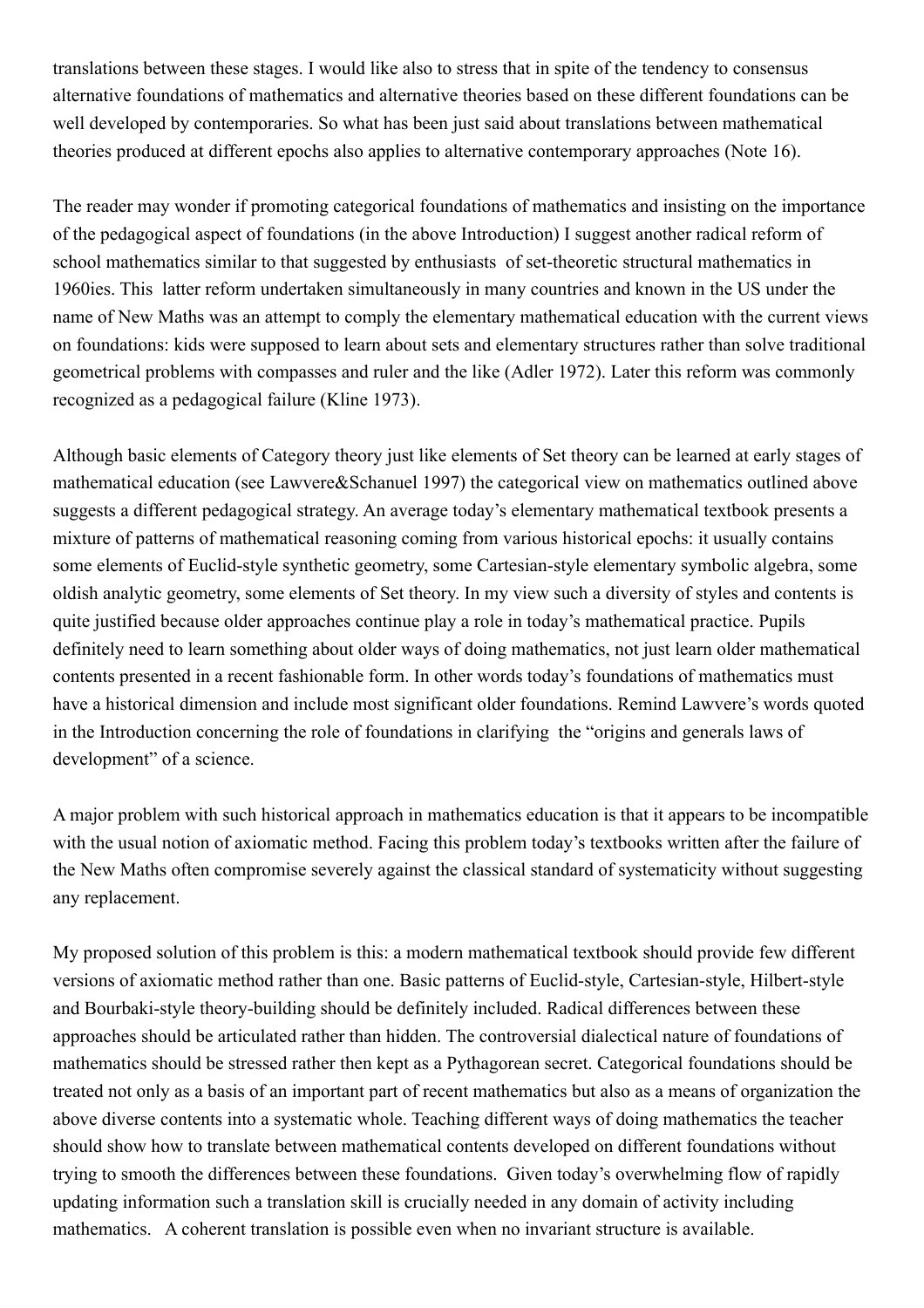translations between these stages. I would like also to stress that in spite of the tendency to consensus alternative foundations of mathematics and alternative theories based on these different foundations can be well developed by contemporaries. So what has been just said about translations between mathematical theories produced at different epochs also applies to alternative contemporary approaches (Note 16).

The reader may wonder if promoting categorical foundations of mathematics and insisting on the importance of the pedagogical aspect of foundations (in the above Introduction) I suggest another radical reform of school mathematics similar to that suggested by enthusiasts of set-theoretic structural mathematics in 1960ies. This latter reform undertaken simultaneously in many countries and known in the US under the name of New Maths was an attempt to comply the elementary mathematical education with the current views on foundations: kids were supposed to learn about sets and elementary structures rather than solve traditional geometrical problems with compasses and ruler and the like (Adler 1972). Later this reform was commonly recognized as a pedagogical failure (Kline 1973).

Although basic elements of Category theory just like elements of Set theory can be learned at early stages of mathematical education (see Lawvere&Schanuel 1997) the categorical view on mathematics outlined above suggests a different pedagogical strategy. An average today's elementary mathematical textbook presents a mixture of patterns of mathematical reasoning coming from various historical epochs: it usually contains some elements of Euclid-style synthetic geometry, some Cartesian-style elementary symbolic algebra, some oldish analytic geometry, some elements of Set theory. In my view such a diversity of styles and contents is quite justified because older approaches continue play a role in today's mathematical practice. Pupils definitely need to learn something about older ways of doing mathematics, not just learn older mathematical contents presented in a recent fashionable form. In other words today's foundations of mathematics must have a historical dimension and include most significant older foundations. Remind Lawvere's words quoted in the Introduction concerning the role of foundations in clarifying the "origins and generals laws of development" of a science.

A major problem with such historical approach in mathematics education is that it appears to be incompatible with the usual notion of axiomatic method. Facing this problem today's textbooks written after the failure of the New Maths often compromise severely against the classical standard of systematicity without suggesting any replacement.

My proposed solution of this problem is this: a modern mathematical textbook should provide few different versions of axiomatic method rather than one. Basic patterns of Euclid-style, Cartesian-style, Hilbert-style and Bourbaki-style theory-building should be definitely included. Radical differences between these approaches should be articulated rather than hidden. The controversial dialectical nature of foundations of mathematics should be stressed rather then kept as a Pythagorean secret. Categorical foundations should be treated not only as a basis of an important part of recent mathematics but also as a means of organization the above diverse contents into a systematic whole. Teaching different ways of doing mathematics the teacher should show how to translate between mathematical contents developed on different foundations without trying to smooth the differences between these foundations. Given today's overwhelming flow of rapidly updating information such a translation skill is crucially needed in any domain of activity including mathematics. A coherent translation is possible even when no invariant structure is available.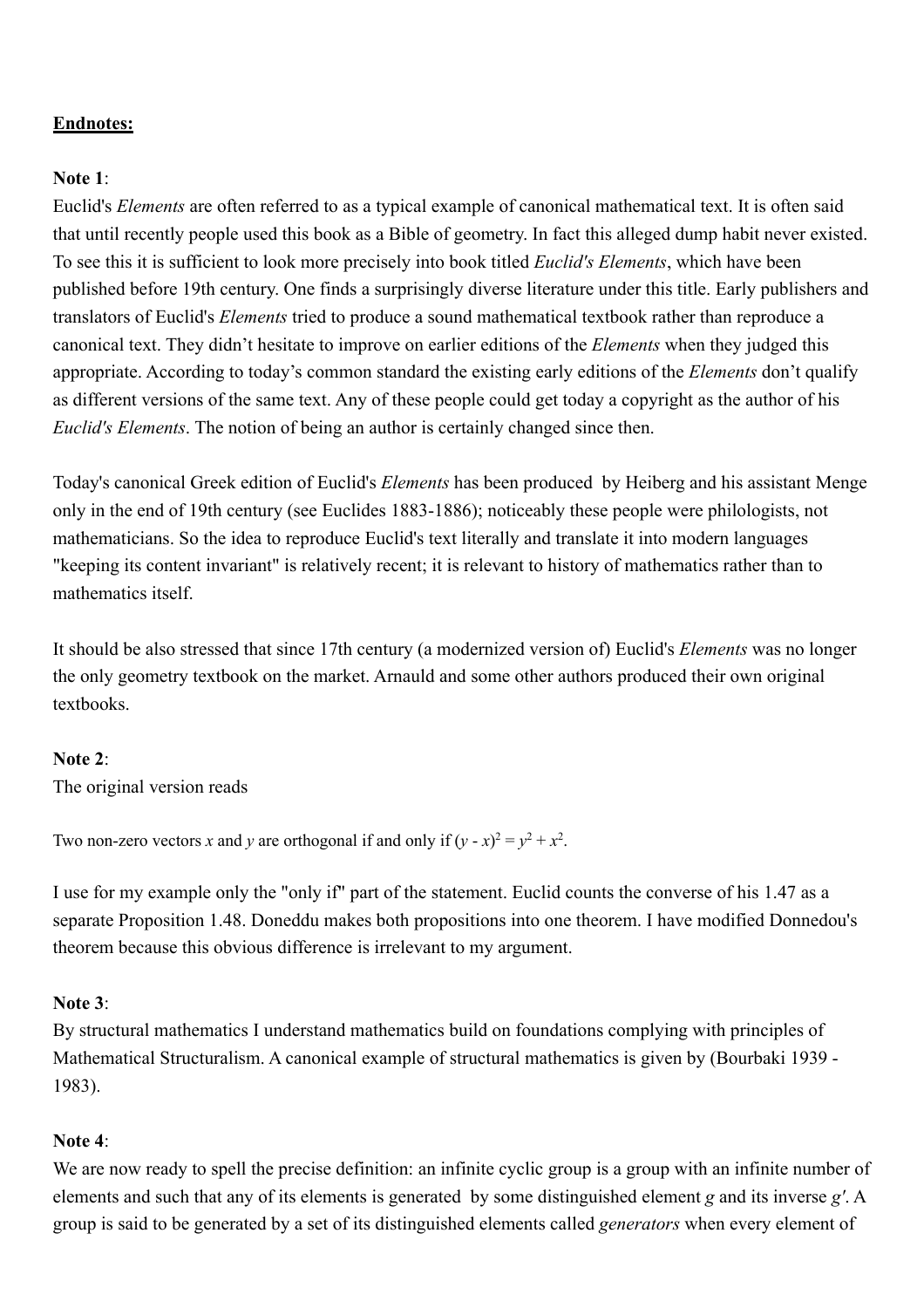**Endnotes:**

**Note 1**:
Euclid's *Elements* are often referred to as a typical example of canonical mathematical text. It is often said that until recently people used this book as a Bible of geometry. In fact this alleged dump habit never existed. To see this it is sufficient to look more precisely into book titled *Euclid's Elements*, which have been published before 19th century. One finds a surprisingly diverse literature under this title. Early publishers and translators of Euclid's *Elements* tried to produce a sound mathematical textbook rather than reproduce a canonical text. They didn't hesitate to improve on earlier editions of the *Elements* when they judged this appropriate. According to today's common standard the existing early editions of the *Elements* don't qualify as different versions of the same text. Any of these people could get today a copyright as the author of his *Euclid's Elements*. The notion of being an author is certainly changed since then.

Today's canonical Greek edition of Euclid's *Elements* has been produced by Heiberg and his assistant Menge only in the end of 19th century (see Euclides 1883-1886); noticeably these people were philologists, not mathematicians. So the idea to reproduce Euclid's text literally and translate it into modern languages "keeping its content invariant" is relatively recent; it is relevant to history of mathematics rather than to mathematics itself.

It should be also stressed that since 17th century (a modernized version of) Euclid's *Elements* was no longer the only geometry textbook on the market. Arnauld and some other authors produced their own original textbooks.

**Note 2**:
The original version reads

Two non-zero vectors $x$ and $y$ are orthogonal if and only if $(y - x)^2 = y^2 + x^2$.

I use for my example only the "only if" part of the statement. Euclid counts the converse of his 1.47 as a separate Proposition 1.48. Doneddu makes both propositions into one theorem. I have modified Donnedou's theorem because this obvious difference is irrelevant to my argument.

**Note 3**:
By structural mathematics I understand mathematics build on foundations complying with principles of Mathematical Structuralism. A canonical example of structural mathematics is given by (Bourbaki 1939 - 1983).

**Note 4**:
We are now ready to spell the precise definition: an infinite cyclic group is a group with an infinite number of elements and such that any of its elements is generated by some distinguished element $g$ and its inverse $g'$. A group is said to be generated by a set of its distinguished elements called *generators* when every element of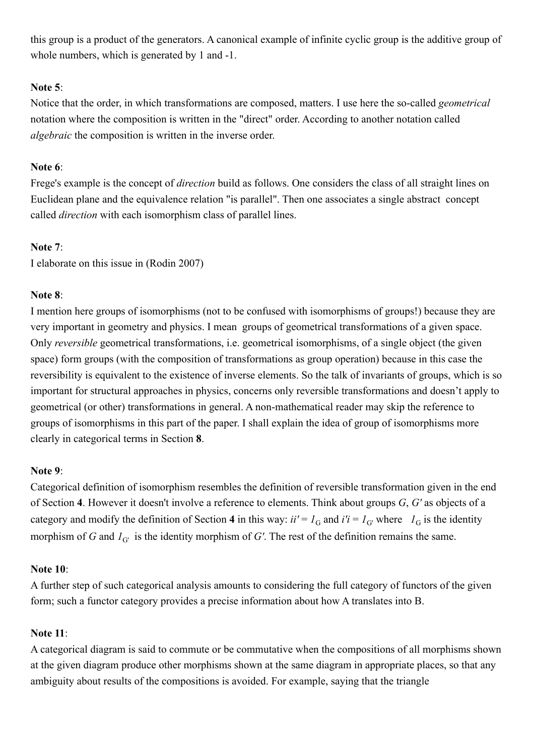this group is a product of the generators. A canonical example of infinite cyclic group is the additive group of whole numbers, which is generated by 1 and -1.

**Note 5**:

Notice that the order, in which transformations are composed, matters. I use here the so-called *geometrical* notation where the composition is written in the "direct" order. According to another notation called *algebraic* the composition is written in the inverse order.

**Note 6**:

Frege's example is the concept of *direction* build as follows. One considers the class of all straight lines on Euclidean plane and the equivalence relation "is parallel". Then one associates a single abstract concept called *direction* with each isomorphism class of parallel lines.

**Note 7**:

I elaborate on this issue in (Rodin 2007)

**Note 8**:

I mention here groups of isomorphisms (not to be confused with isomorphisms of groups!) because they are very important in geometry and physics. I mean groups of geometrical transformations of a given space. Only *reversible* geometrical transformations, i.e. geometrical isomorphisms, of a single object (the given space) form groups (with the composition of transformations as group operation) because in this case the reversibility is equivalent to the existence of inverse elements. So the talk of invariants of groups, which is so important for structural approaches in physics, concerns only reversible transformations and doesn't apply to geometrical (or other) transformations in general. A non-mathematical reader may skip the reference to groups of isomorphisms in this part of the paper. I shall explain the idea of group of isomorphisms more clearly in categorical terms in Section **8**.

**Note 9**:

Categorical definition of isomorphism resembles the definition of reversible transformation given in the end of Section **4**. However it doesn't involve a reference to elements. Think about groups $G$, $G'$ as objects of a category and modify the definition of Section **4** in this way: $ii' = 1_G$ and $i'i = 1_{G'}$ where $1_G$ is the identity morphism of $G$ and $1_{G'}$ is the identity morphism of $G'$. The rest of the definition remains the same.

**Note 10**:

A further step of such categorical analysis amounts to considering the full category of functors of the given form; such a functor category provides a precise information about how A translates into B.

**Note 11**:

A categorical diagram is said to commute or be commutative when the compositions of all morphisms shown at the given diagram produce other morphisms shown at the same diagram in appropriate places, so that any ambiguity about results of the compositions is avoided. For example, saying that the triangle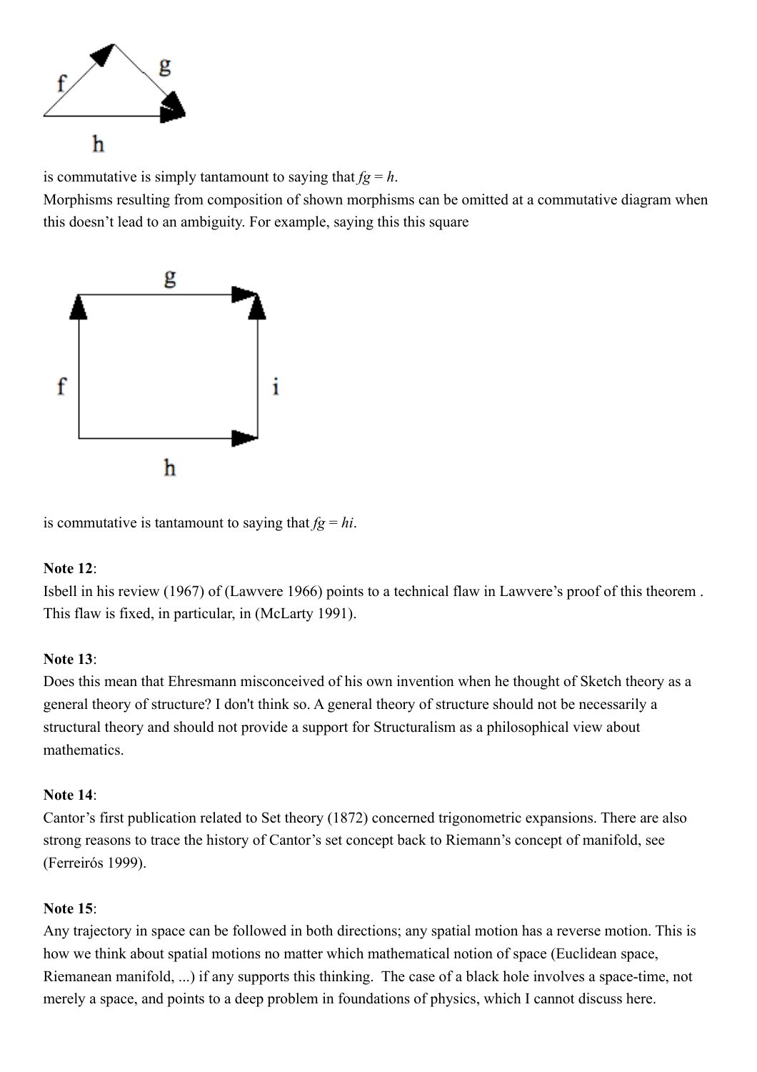is commutative is simply tantamount to saying that $fg = h$.
Morphisms resulting from composition of shown morphisms can be omitted at a commutative diagram when this doesn't lead to an ambiguity. For example, saying this this square

is commutative is tantamount to saying that $fg = hi$.

**Note 12**:
Isbell in his review (1967) of (Lawvere 1966) points to a technical flaw in Lawvere's proof of this theorem . This flaw is fixed, in particular, in (McLarty 1991).

**Note 13**:
Does this mean that Ehresmann misconceived of his own invention when he thought of Sketch theory as a general theory of structure? I don't think so. A general theory of structure should not be necessarily a structural theory and should not provide a support for Structuralism as a philosophical view about mathematics.

**Note 14**:
Cantor's first publication related to Set theory (1872) concerned trigonometric expansions. There are also strong reasons to trace the history of Cantor's set concept back to Riemann's concept of manifold, see (Ferreirós 1999).

**Note 15**:
Any trajectory in space can be followed in both directions; any spatial motion has a reverse motion. This is how we think about spatial motions no matter which mathematical notion of space (Euclidean space, Riemanean manifold, ...) if any supports this thinking. The case of a black hole involves a space-time, not merely a space, and points to a deep problem in foundations of physics, which I cannot discuss here.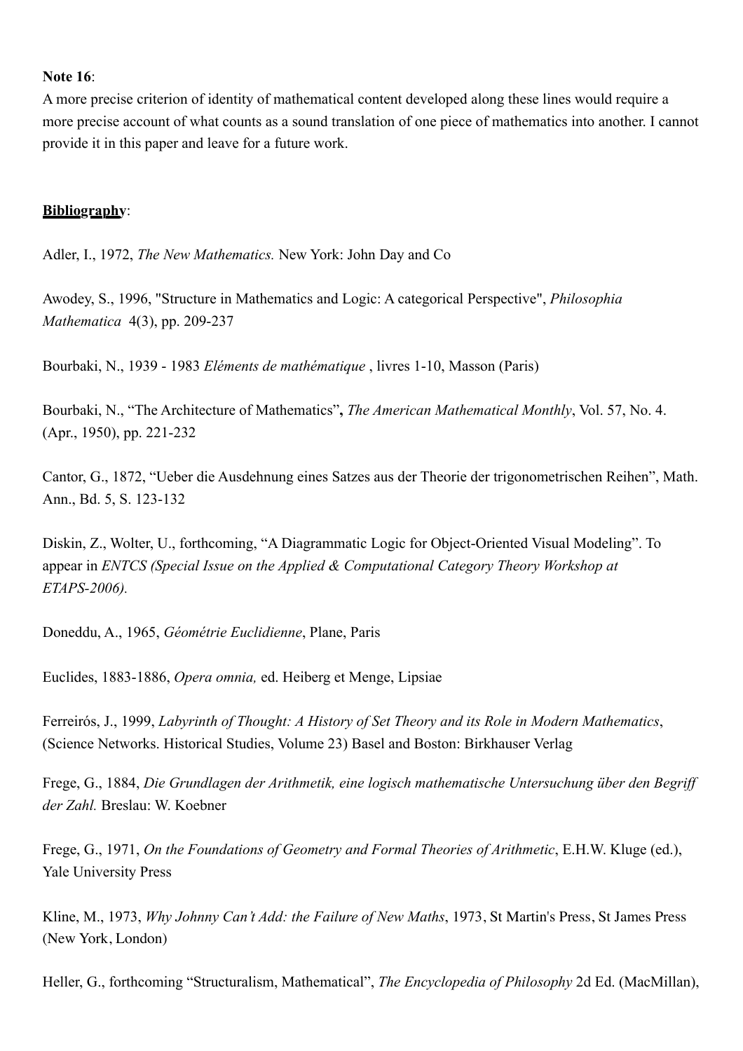**Note 16**:
A more precise criterion of identity of mathematical content developed along these lines would require a more precise account of what counts as a sound translation of one piece of mathematics into another. I cannot provide it in this paper and leave for a future work.

**Bibliography**:

Adler, I., 1972, *The New Mathematics.* New York: John Day and Co

Awodey, S., 1996, "Structure in Mathematics and Logic: A categorical Perspective", *Philosophia Mathematica* 4(3), pp. 209-237

Bourbaki, N., 1939 - 1983 *Eléments de mathématique* , livres 1-10, Masson (Paris)

Bourbaki, N., "The Architecture of Mathematics"**,** *The American Mathematical Monthly*, Vol. 57, No. 4. (Apr., 1950), pp. 221-232

Cantor, G., 1872, "Ueber die Ausdehnung eines Satzes aus der Theorie der trigonometrischen Reihen", Math. Ann., Bd. 5, S. 123-132

Diskin, Z., Wolter, U., forthcoming, "A Diagrammatic Logic for Object-Oriented Visual Modeling". To appear in *ENTCS (Special Issue on the Applied & Computational Category Theory Workshop at ETAPS-2006).*

Doneddu, A., 1965, *Géométrie Euclidienne*, Plane, Paris

Euclides, 1883-1886, *Opera omnia,* ed. Heiberg et Menge, Lipsiae

Ferreirós, J., 1999, *Labyrinth of Thought: A History of Set Theory and its Role in Modern Mathematics*, (Science Networks. Historical Studies, Volume 23) Basel and Boston: Birkhauser Verlag

Frege, G., 1884, *Die Grundlagen der Arithmetik, eine logisch mathematische Untersuchung über den Begriff der Zahl.* Breslau: W. Koebner

Frege, G., 1971, *On the Foundations of Geometry and Formal Theories of Arithmetic*, E.H.W. Kluge (ed.), Yale University Press

Kline, M., 1973, *Why Johnny Can't Add: the Failure of New Maths*, 1973, St Martin's Press, St James Press (New York, London)

Heller, G., forthcoming "Structuralism, Mathematical", *The Encyclopedia of Philosophy* 2d Ed. (MacMillan),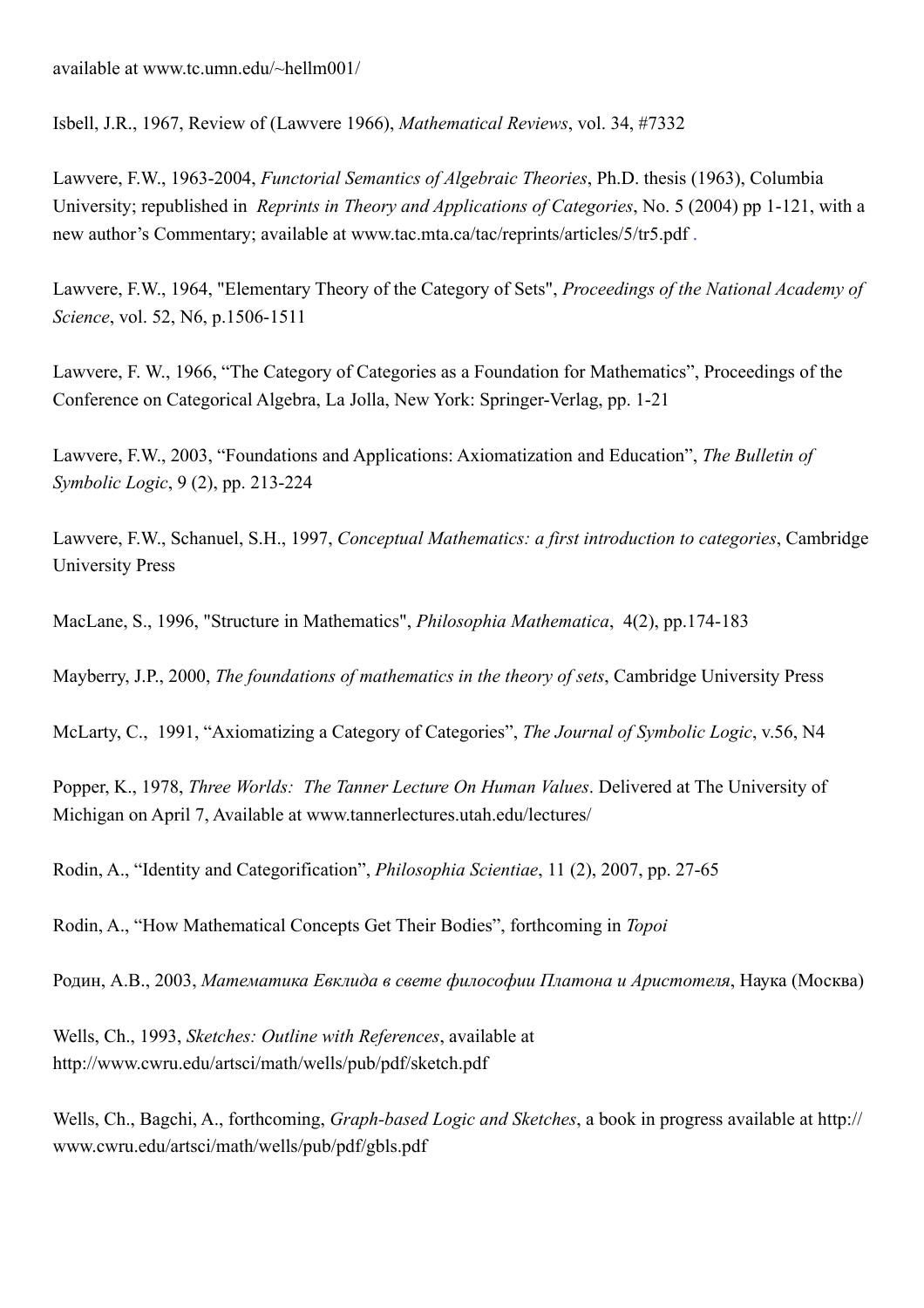available at www.tc.umn.edu/~hellm001/

Isbell, J.R., 1967, Review of (Lawvere 1966), *Mathematical Reviews*, vol. 34, #7332

Lawvere, F.W., 1963-2004, *Functorial Semantics of Algebraic Theories*, Ph.D. thesis (1963), Columbia University; republished in *Reprints in Theory and Applications of Categories*, No. 5 (2004) pp 1-121, with a new author's Commentary; available at www.tac.mta.ca/tac/reprints/articles/5/tr5.pdf .

Lawvere, F.W., 1964, "Elementary Theory of the Category of Sets", *Proceedings of the National Academy of Science*, vol. 52, N6, p.1506-1511

Lawvere, F. W., 1966, "The Category of Categories as a Foundation for Mathematics", Proceedings of the Conference on Categorical Algebra, La Jolla, New York: Springer-Verlag, pp. 1-21

Lawvere, F.W., 2003, "Foundations and Applications: Axiomatization and Education", *The Bulletin of Symbolic Logic*, 9 (2), pp. 213-224

Lawvere, F.W., Schanuel, S.H., 1997, *Conceptual Mathematics: a first introduction to categories*, Cambridge University Press

MacLane, S., 1996, "Structure in Mathematics", *Philosophia Mathematica*, 4(2), pp.174-183

Mayberry, J.P., 2000, *The foundations of mathematics in the theory of sets*, Cambridge University Press

McLarty, C., 1991, "Axiomatizing a Category of Categories", *The Journal of Symbolic Logic*, v.56, N4

Popper, K., 1978, *Three Worlds: The Tanner Lecture On Human Values*. Delivered at The University of Michigan on April 7, Available at www.tannerlectures.utah.edu/lectures/

Rodin, A., "Identity and Categorification", *Philosophia Scientiae*, 11 (2), 2007, pp. 27-65

Rodin, A., "How Mathematical Concepts Get Their Bodies", forthcoming in *Topoi*

Родин, А.В., 2003, *Математика Евклида в свете философии Платона и Аристотеля*, Наука (Москва)

Wells, Ch., 1993, *Sketches: Outline with References*, available at http://www.cwru.edu/artsci/math/wells/pub/pdf/sketch.pdf

Wells, Ch., Bagchi, A., forthcoming, *Graph-based Logic and Sketches*, a book in progress available at http://www.cwru.edu/artsci/math/wells/pub/pdf/gbls.pdf